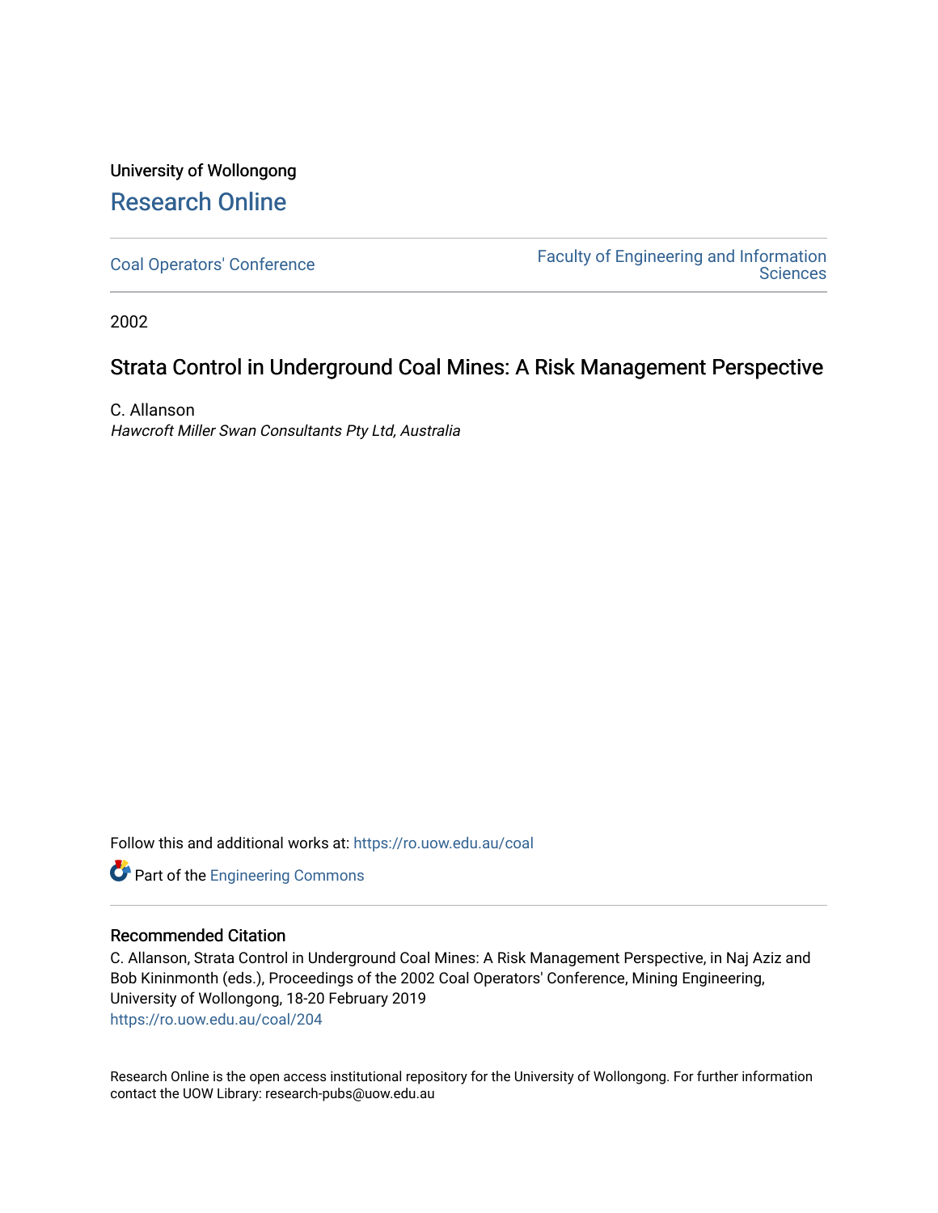University of Wollongong

# Research Online

Coal Operators' Conference

Faculty of Engineering and Information Sciences

2002

## Strata Control in Underground Coal Mines: A Risk Management Perspective

C. Allanson

*Hawcroft Miller Swan Consultants Pty Ltd, Australia*

Follow this and additional works at: https://ro.uow.edu.au/coal

Part of the Engineering Commons

### Recommended Citation

C. Allanson, Strata Control in Underground Coal Mines: A Risk Management Perspective, in Naj Aziz and Bob Kininmonth (eds.), Proceedings of the 2002 Coal Operators' Conference, Mining Engineering, University of Wollongong, 18-20 February 2019

https://ro.uow.edu.au/coal/204

Research Online is the open access institutional repository for the University of Wollongong. For further information contact the UOW Library: research-pubs@uow.edu.au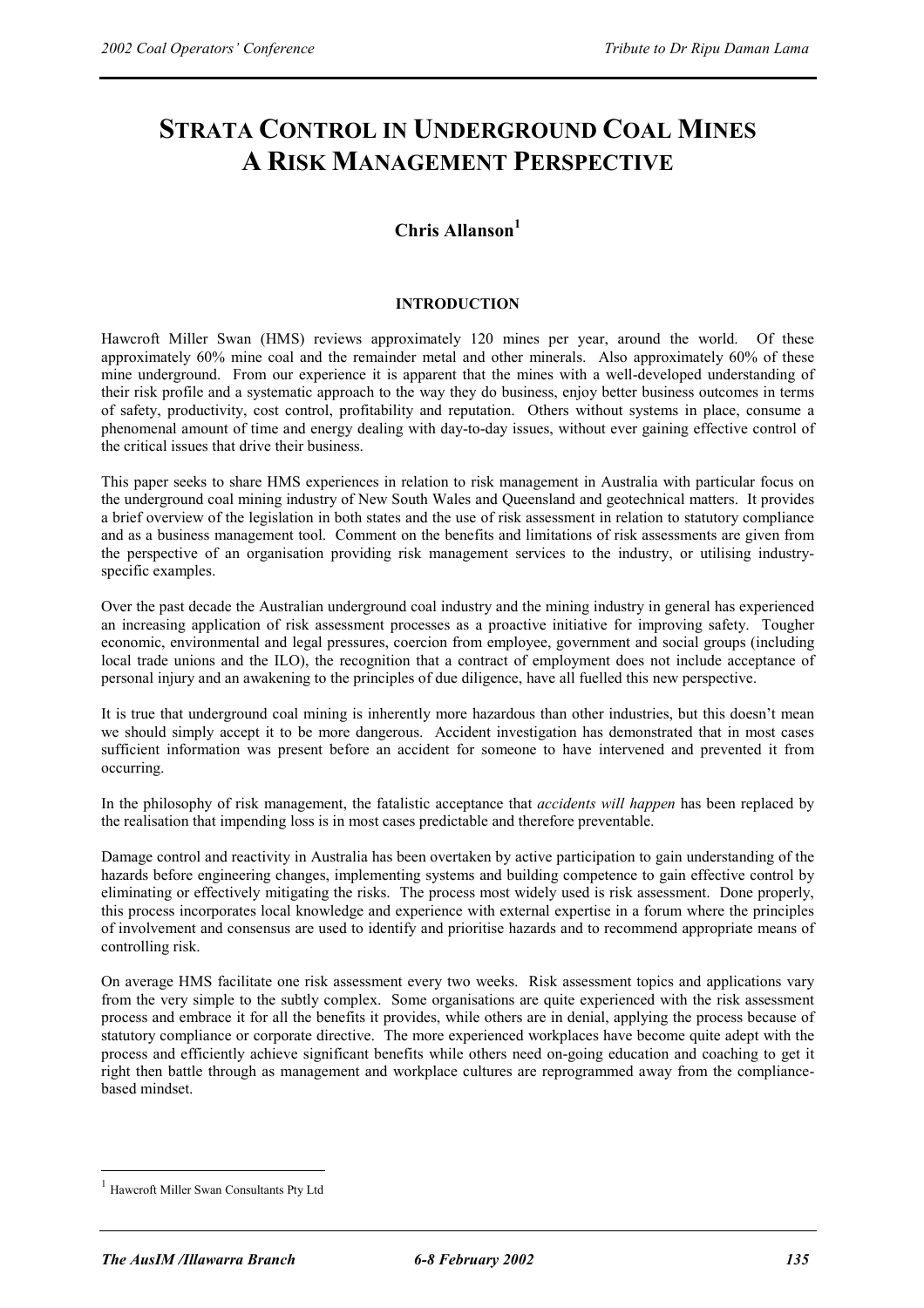# STRATA CONTROL IN UNDERGROUND COAL MINES A RISK MANAGEMENT PERSPECTIVE

## Chris Allanson[1]

### INTRODUCTION

Hawcroft Miller Swan (HMS) reviews approximately 120 mines per year, around the world. Of these approximately 60% mine coal and the remainder metal and other minerals. Also approximately 60% of these mine underground. From our experience it is apparent that the mines with a well-developed understanding of their risk profile and a systematic approach to the way they do business, enjoy better business outcomes in terms of safety, productivity, cost control, profitability and reputation. Others without systems in place, consume a phenomenal amount of time and energy dealing with day-to-day issues, without ever gaining effective control of the critical issues that drive their business.

This paper seeks to share HMS experiences in relation to risk management in Australia with particular focus on the underground coal mining industry of New South Wales and Queensland and geotechnical matters. It provides a brief overview of the legislation in both states and the use of risk assessment in relation to statutory compliance and as a business management tool. Comment on the benefits and limitations of risk assessments are given from the perspective of an organisation providing risk management services to the industry, or utilising industry-specific examples.

Over the past decade the Australian underground coal industry and the mining industry in general has experienced an increasing application of risk assessment processes as a proactive initiative for improving safety. Tougher economic, environmental and legal pressures, coercion from employee, government and social groups (including local trade unions and the ILO), the recognition that a contract of employment does not include acceptance of personal injury and an awakening to the principles of due diligence, have all fuelled this new perspective.

It is true that underground coal mining is inherently more hazardous than other industries, but this doesn't mean we should simply accept it to be more dangerous. Accident investigation has demonstrated that in most cases sufficient information was present before an accident for someone to have intervened and prevented it from occurring.

In the philosophy of risk management, the fatalistic acceptance that *accidents will happen* has been replaced by the realisation that impending loss is in most cases predictable and therefore preventable.

Damage control and reactivity in Australia has been overtaken by active participation to gain understanding of the hazards before engineering changes, implementing systems and building competence to gain effective control by eliminating or effectively mitigating the risks. The process most widely used is risk assessment. Done properly, this process incorporates local knowledge and experience with external expertise in a forum where the principles of involvement and consensus are used to identify and prioritise hazards and to recommend appropriate means of controlling risk.

On average HMS facilitate one risk assessment every two weeks. Risk assessment topics and applications vary from the very simple to the subtly complex. Some organisations are quite experienced with the risk assessment process and embrace it for all the benefits it provides, while others are in denial, applying the process because of statutory compliance or corporate directive. The more experienced workplaces have become quite adept with the process and efficiently achieve significant benefits while others need on-going education and coaching to get it right then battle through as management and workplace cultures are reprogrammed away from the compliance-based mindset.

---

[1] Hawcroft Miller Swan Consultants Pty Ltd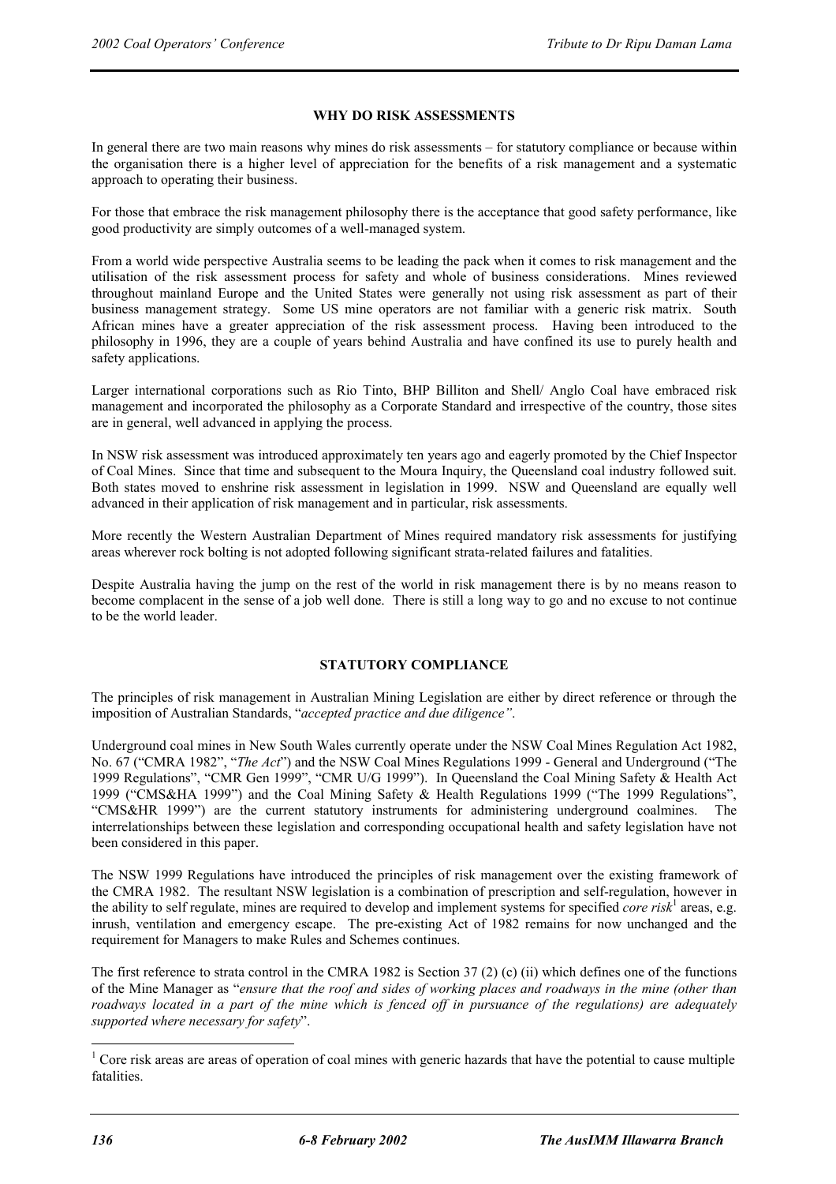## WHY DO RISK ASSESSMENTS

In general there are two main reasons why mines do risk assessments – for statutory compliance or because within the organisation there is a higher level of appreciation for the benefits of a risk management and a systematic approach to operating their business.

For those that embrace the risk management philosophy there is the acceptance that good safety performance, like good productivity are simply outcomes of a well-managed system.

From a world wide perspective Australia seems to be leading the pack when it comes to risk management and the utilisation of the risk assessment process for safety and whole of business considerations. Mines reviewed throughout mainland Europe and the United States were generally not using risk assessment as part of their business management strategy. Some US mine operators are not familiar with a generic risk matrix. South African mines have a greater appreciation of the risk assessment process. Having been introduced to the philosophy in 1996, they are a couple of years behind Australia and have confined its use to purely health and safety applications.

Larger international corporations such as Rio Tinto, BHP Billiton and Shell/ Anglo Coal have embraced risk management and incorporated the philosophy as a Corporate Standard and irrespective of the country, those sites are in general, well advanced in applying the process.

In NSW risk assessment was introduced approximately ten years ago and eagerly promoted by the Chief Inspector of Coal Mines. Since that time and subsequent to the Moura Inquiry, the Queensland coal industry followed suit. Both states moved to enshrine risk assessment in legislation in 1999. NSW and Queensland are equally well advanced in their application of risk management and in particular, risk assessments.

More recently the Western Australian Department of Mines required mandatory risk assessments for justifying areas wherever rock bolting is not adopted following significant strata-related failures and fatalities.

Despite Australia having the jump on the rest of the world in risk management there is by no means reason to become complacent in the sense of a job well done. There is still a long way to go and no excuse to not continue to be the world leader.

## STATUTORY COMPLIANCE

The principles of risk management in Australian Mining Legislation are either by direct reference or through the imposition of Australian Standards, "*accepted practice and due diligence"*.

Underground coal mines in New South Wales currently operate under the NSW Coal Mines Regulation Act 1982, No. 67 ("CMRA 1982", "*The Act*") and the NSW Coal Mines Regulations 1999 - General and Underground ("The 1999 Regulations", "CMR Gen 1999", "CMR U/G 1999"). In Queensland the Coal Mining Safety & Health Act 1999 ("CMS&HA 1999") and the Coal Mining Safety & Health Regulations 1999 ("The 1999 Regulations", "CMS&HR 1999") are the current statutory instruments for administering underground coalmines. The interrelationships between these legislation and corresponding occupational health and safety legislation have not been considered in this paper.

The NSW 1999 Regulations have introduced the principles of risk management over the existing framework of the CMRA 1982. The resultant NSW legislation is a combination of prescription and self-regulation, however in the ability to self regulate, mines are required to develop and implement systems for specified *core risk*[1] areas, e.g. inrush, ventilation and emergency escape. The pre-existing Act of 1982 remains for now unchanged and the requirement for Managers to make Rules and Schemes continues.

The first reference to strata control in the CMRA 1982 is Section 37 (2) (c) (ii) which defines one of the functions of the Mine Manager as "*ensure that the roof and sides of working places and roadways in the mine (other than roadways located in a part of the mine which is fenced off in pursuance of the regulations) are adequately supported where necessary for safety*".

[1] Core risk areas are areas of operation of coal mines with generic hazards that have the potential to cause multiple fatalities.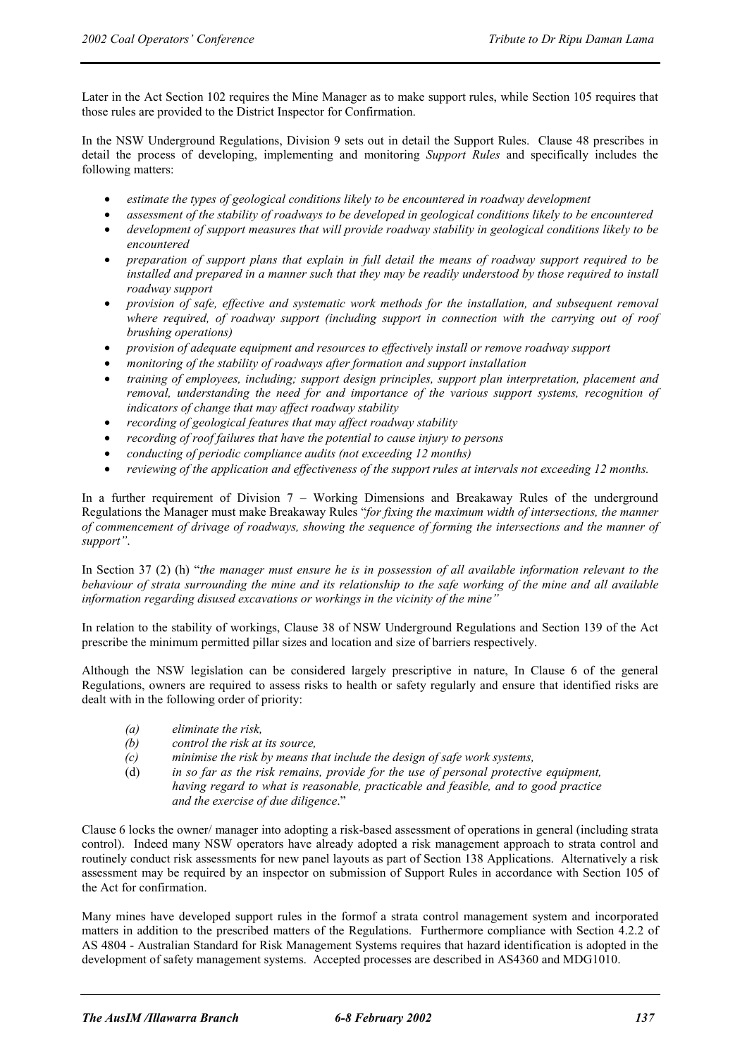Later in the Act Section 102 requires the Mine Manager as to make support rules, while Section 105 requires that those rules are provided to the District Inspector for Confirmation.

In the NSW Underground Regulations, Division 9 sets out in detail the Support Rules. Clause 48 prescribes in detail the process of developing, implementing and monitoring *Support Rules* and specifically includes the following matters:

- *estimate the types of geological conditions likely to be encountered in roadway development*
- *assessment of the stability of roadways to be developed in geological conditions likely to be encountered*
- *development of support measures that will provide roadway stability in geological conditions likely to be encountered*
- *preparation of support plans that explain in full detail the means of roadway support required to be installed and prepared in a manner such that they may be readily understood by those required to install roadway support*
- *provision of safe, effective and systematic work methods for the installation, and subsequent removal where required, of roadway support (including support in connection with the carrying out of roof brushing operations)*
- *provision of adequate equipment and resources to effectively install or remove roadway support*
- *monitoring of the stability of roadways after formation and support installation*
- *training of employees, including; support design principles, support plan interpretation, placement and removal, understanding the need for and importance of the various support systems, recognition of indicators of change that may affect roadway stability*
- *recording of geological features that may affect roadway stability*
- *recording of roof failures that have the potential to cause injury to persons*
- *conducting of periodic compliance audits (not exceeding 12 months)*
- *reviewing of the application and effectiveness of the support rules at intervals not exceeding 12 months.*

In a further requirement of Division 7 – Working Dimensions and Breakaway Rules of the underground Regulations the Manager must make Breakaway Rules "*for fixing the maximum width of intersections, the manner of commencement of drivage of roadways, showing the sequence of forming the intersections and the manner of support"*.

In Section 37 (2) (h) "*the manager must ensure he is in possession of all available information relevant to the behaviour of strata surrounding the mine and its relationship to the safe working of the mine and all available information regarding disused excavations or workings in the vicinity of the mine"*

In relation to the stability of workings, Clause 38 of NSW Underground Regulations and Section 139 of the Act prescribe the minimum permitted pillar sizes and location and size of barriers respectively.

Although the NSW legislation can be considered largely prescriptive in nature, In Clause 6 of the general Regulations, owners are required to assess risks to health or safety regularly and ensure that identified risks are dealt with in the following order of priority:

*(a) eliminate the risk,*
*(b) control the risk at its source,*
*(c) minimise the risk by means that include the design of safe work systems,*
(d) *in so far as the risk remains, provide for the use of personal protective equipment, having regard to what is reasonable, practicable and feasible, and to good practice and the exercise of due diligence*."

Clause 6 locks the owner/ manager into adopting a risk-based assessment of operations in general (including strata control). Indeed many NSW operators have already adopted a risk management approach to strata control and routinely conduct risk assessments for new panel layouts as part of Section 138 Applications. Alternatively a risk assessment may be required by an inspector on submission of Support Rules in accordance with Section 105 of the Act for confirmation.

Many mines have developed support rules in the formof a strata control management system and incorporated matters in addition to the prescribed matters of the Regulations. Furthermore compliance with Section 4.2.2 of AS 4804 - Australian Standard for Risk Management Systems requires that hazard identification is adopted in the development of safety management systems. Accepted processes are described in AS4360 and MDG1010.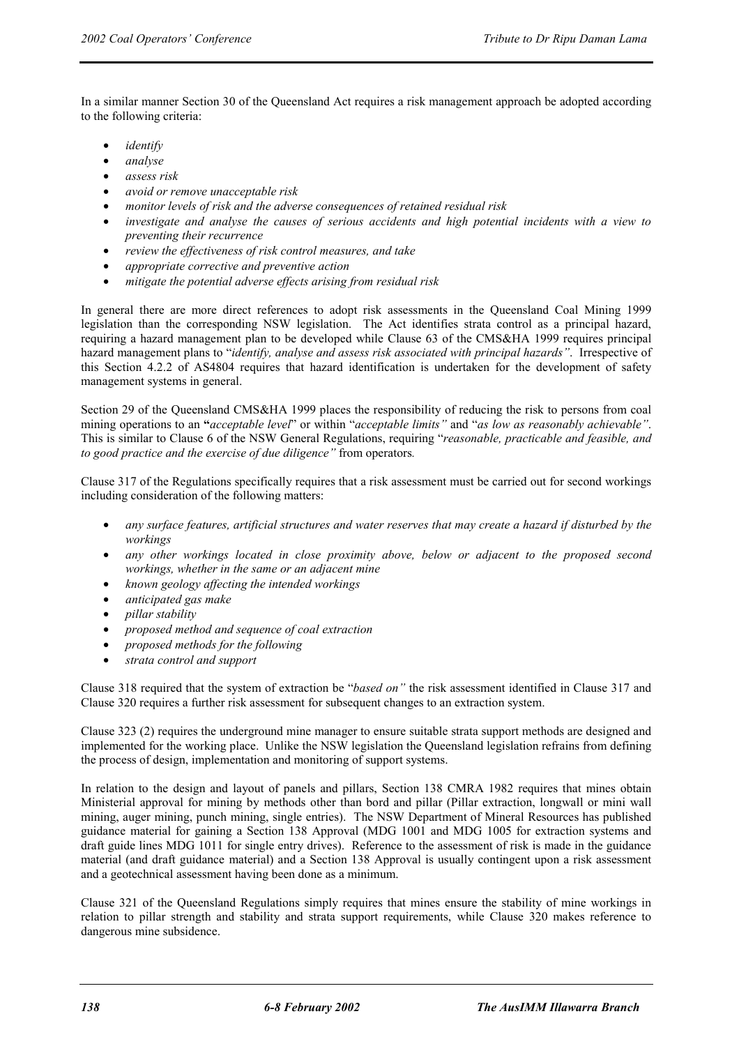In a similar manner Section 30 of the Queensland Act requires a risk management approach be adopted according to the following criteria:

- *identify*
- *analyse*
- *assess risk*
- *avoid or remove unacceptable risk*
- *monitor levels of risk and the adverse consequences of retained residual risk*
- *investigate and analyse the causes of serious accidents and high potential incidents with a view to preventing their recurrence*
- *review the effectiveness of risk control measures, and take*
- *appropriate corrective and preventive action*
- *mitigate the potential adverse effects arising from residual risk*

In general there are more direct references to adopt risk assessments in the Queensland Coal Mining 1999 legislation than the corresponding NSW legislation. The Act identifies strata control as a principal hazard, requiring a hazard management plan to be developed while Clause 63 of the CMS&HA 1999 requires principal hazard management plans to "*identify, analyse and assess risk associated with principal hazards*". Irrespective of this Section 4.2.2 of AS4804 requires that hazard identification is undertaken for the development of safety management systems in general.

Section 29 of the Queensland CMS&HA 1999 places the responsibility of reducing the risk to persons from coal mining operations to an "*acceptable level*" or within "*acceptable limits*" and "*as low as reasonably achievable*". This is similar to Clause 6 of the NSW General Regulations, requiring "*reasonable, practicable and feasible, and to good practice and the exercise of due diligence*" from operators.

Clause 317 of the Regulations specifically requires that a risk assessment must be carried out for second workings including consideration of the following matters:

- *any surface features, artificial structures and water reserves that may create a hazard if disturbed by the workings*
- *any other workings located in close proximity above, below or adjacent to the proposed second workings, whether in the same or an adjacent mine*
- *known geology affecting the intended workings*
- *anticipated gas make*
- *pillar stability*
- *proposed method and sequence of coal extraction*
- *proposed methods for the following*
- *strata control and support*

Clause 318 required that the system of extraction be "*based on*" the risk assessment identified in Clause 317 and Clause 320 requires a further risk assessment for subsequent changes to an extraction system.

Clause 323 (2) requires the underground mine manager to ensure suitable strata support methods are designed and implemented for the working place. Unlike the NSW legislation the Queensland legislation refrains from defining the process of design, implementation and monitoring of support systems.

In relation to the design and layout of panels and pillars, Section 138 CMRA 1982 requires that mines obtain Ministerial approval for mining by methods other than bord and pillar (Pillar extraction, longwall or mini wall mining, auger mining, punch mining, single entries). The NSW Department of Mineral Resources has published guidance material for gaining a Section 138 Approval (MDG 1001 and MDG 1005 for extraction systems and draft guide lines MDG 1011 for single entry drives). Reference to the assessment of risk is made in the guidance material (and draft guidance material) and a Section 138 Approval is usually contingent upon a risk assessment and a geotechnical assessment having been done as a minimum.

Clause 321 of the Queensland Regulations simply requires that mines ensure the stability of mine workings in relation to pillar strength and stability and strata support requirements, while Clause 320 makes reference to dangerous mine subsidence.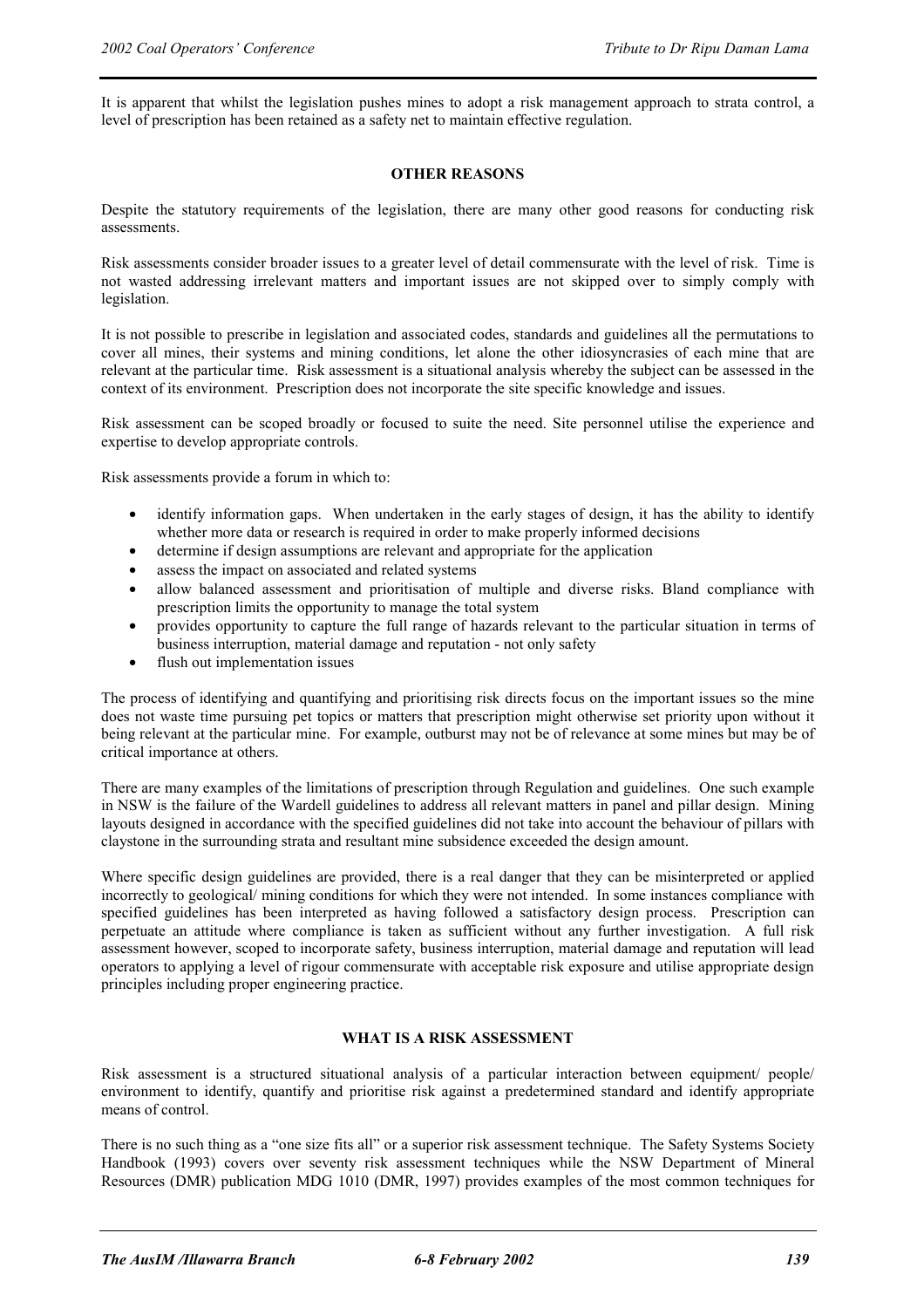It is apparent that whilst the legislation pushes mines to adopt a risk management approach to strata control, a level of prescription has been retained as a safety net to maintain effective regulation.

## OTHER REASONS

Despite the statutory requirements of the legislation, there are many other good reasons for conducting risk assessments.

Risk assessments consider broader issues to a greater level of detail commensurate with the level of risk. Time is not wasted addressing irrelevant matters and important issues are not skipped over to simply comply with legislation.

It is not possible to prescribe in legislation and associated codes, standards and guidelines all the permutations to cover all mines, their systems and mining conditions, let alone the other idiosyncrasies of each mine that are relevant at the particular time. Risk assessment is a situational analysis whereby the subject can be assessed in the context of its environment. Prescription does not incorporate the site specific knowledge and issues.

Risk assessment can be scoped broadly or focused to suite the need. Site personnel utilise the experience and expertise to develop appropriate controls.

Risk assessments provide a forum in which to:

- identify information gaps. When undertaken in the early stages of design, it has the ability to identify whether more data or research is required in order to make properly informed decisions
- determine if design assumptions are relevant and appropriate for the application
- assess the impact on associated and related systems
- allow balanced assessment and prioritisation of multiple and diverse risks. Bland compliance with prescription limits the opportunity to manage the total system
- provides opportunity to capture the full range of hazards relevant to the particular situation in terms of business interruption, material damage and reputation - not only safety
- flush out implementation issues

The process of identifying and quantifying and prioritising risk directs focus on the important issues so the mine does not waste time pursuing pet topics or matters that prescription might otherwise set priority upon without it being relevant at the particular mine. For example, outburst may not be of relevance at some mines but may be of critical importance at others.

There are many examples of the limitations of prescription through Regulation and guidelines. One such example in NSW is the failure of the Wardell guidelines to address all relevant matters in panel and pillar design. Mining layouts designed in accordance with the specified guidelines did not take into account the behaviour of pillars with claystone in the surrounding strata and resultant mine subsidence exceeded the design amount.

Where specific design guidelines are provided, there is a real danger that they can be misinterpreted or applied incorrectly to geological/ mining conditions for which they were not intended. In some instances compliance with specified guidelines has been interpreted as having followed a satisfactory design process. Prescription can perpetuate an attitude where compliance is taken as sufficient without any further investigation. A full risk assessment however, scoped to incorporate safety, business interruption, material damage and reputation will lead operators to applying a level of rigour commensurate with acceptable risk exposure and utilise appropriate design principles including proper engineering practice.

## WHAT IS A RISK ASSESSMENT

Risk assessment is a structured situational analysis of a particular interaction between equipment/ people/ environment to identify, quantify and prioritise risk against a predetermined standard and identify appropriate means of control.

There is no such thing as a "one size fits all" or a superior risk assessment technique. The Safety Systems Society Handbook (1993) covers over seventy risk assessment techniques while the NSW Department of Mineral Resources (DMR) publication MDG 1010 (DMR, 1997) provides examples of the most common techniques for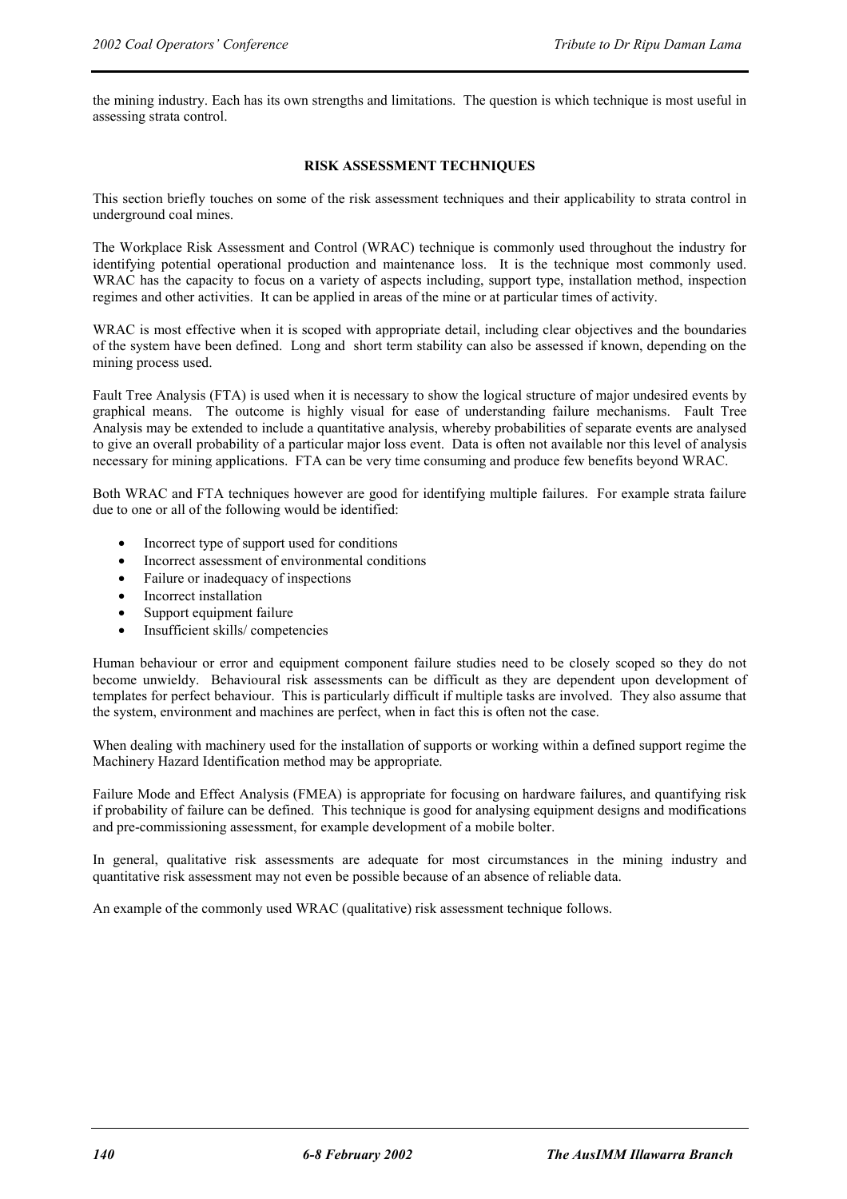the mining industry. Each has its own strengths and limitations. The question is which technique is most useful in assessing strata control.

## RISK ASSESSMENT TECHNIQUES

This section briefly touches on some of the risk assessment techniques and their applicability to strata control in underground coal mines.

The Workplace Risk Assessment and Control (WRAC) technique is commonly used throughout the industry for identifying potential operational production and maintenance loss. It is the technique most commonly used. WRAC has the capacity to focus on a variety of aspects including, support type, installation method, inspection regimes and other activities. It can be applied in areas of the mine or at particular times of activity.

WRAC is most effective when it is scoped with appropriate detail, including clear objectives and the boundaries of the system have been defined. Long and short term stability can also be assessed if known, depending on the mining process used.

Fault Tree Analysis (FTA) is used when it is necessary to show the logical structure of major undesired events by graphical means. The outcome is highly visual for ease of understanding failure mechanisms. Fault Tree Analysis may be extended to include a quantitative analysis, whereby probabilities of separate events are analysed to give an overall probability of a particular major loss event. Data is often not available nor this level of analysis necessary for mining applications. FTA can be very time consuming and produce few benefits beyond WRAC.

Both WRAC and FTA techniques however are good for identifying multiple failures. For example strata failure due to one or all of the following would be identified:

- Incorrect type of support used for conditions
- Incorrect assessment of environmental conditions
- Failure or inadequacy of inspections
- Incorrect installation
- Support equipment failure
- Insufficient skills/ competencies

Human behaviour or error and equipment component failure studies need to be closely scoped so they do not become unwieldy. Behavioural risk assessments can be difficult as they are dependent upon development of templates for perfect behaviour. This is particularly difficult if multiple tasks are involved. They also assume that the system, environment and machines are perfect, when in fact this is often not the case.

When dealing with machinery used for the installation of supports or working within a defined support regime the Machinery Hazard Identification method may be appropriate.

Failure Mode and Effect Analysis (FMEA) is appropriate for focusing on hardware failures, and quantifying risk if probability of failure can be defined. This technique is good for analysing equipment designs and modifications and pre-commissioning assessment, for example development of a mobile bolter.

In general, qualitative risk assessments are adequate for most circumstances in the mining industry and quantitative risk assessment may not even be possible because of an absence of reliable data.

An example of the commonly used WRAC (qualitative) risk assessment technique follows.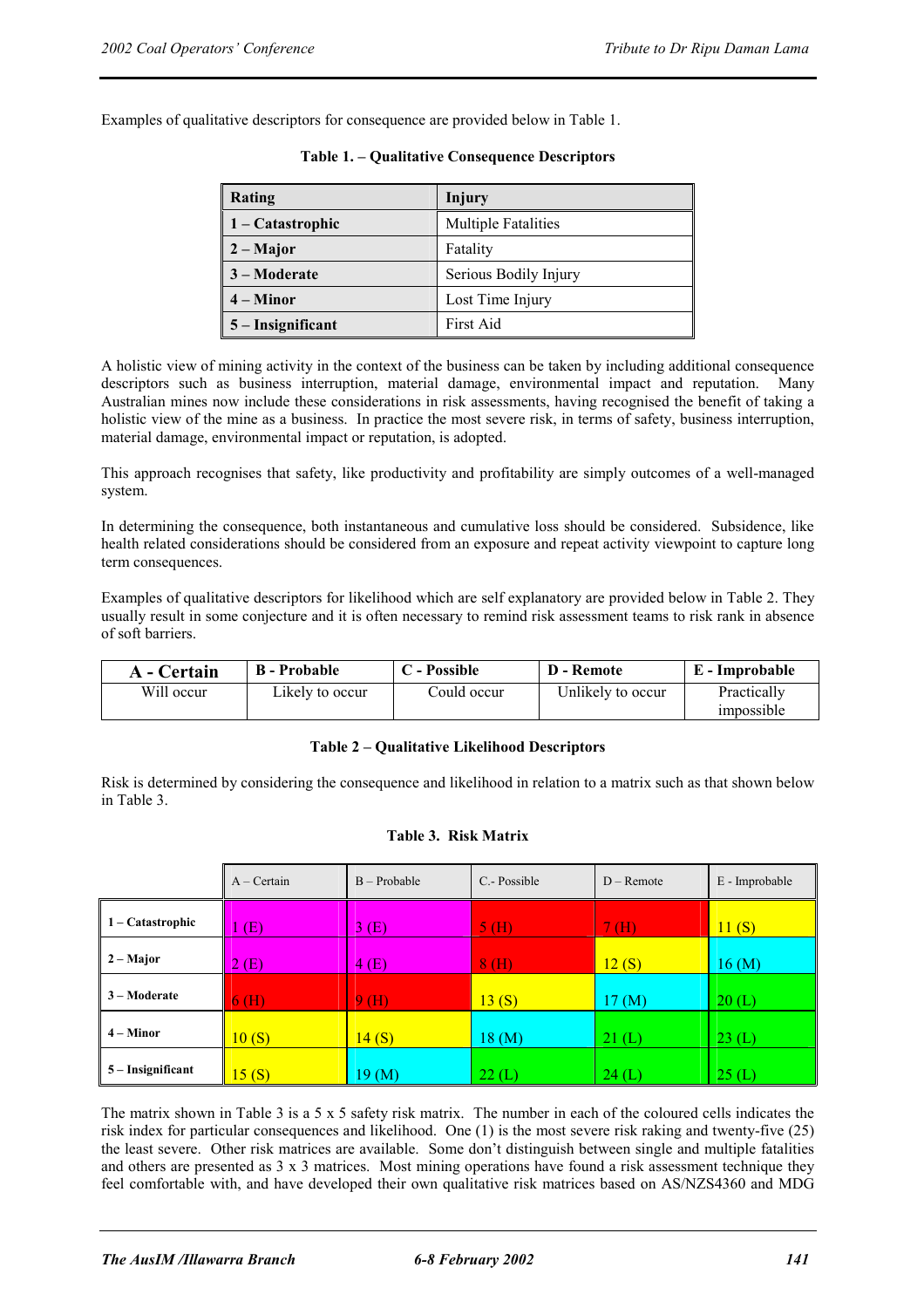Examples of qualitative descriptors for consequence are provided below in Table 1.

**Table 1. – Qualitative Consequence Descriptors**

| Rating | Injury |
|---|---|
| **1 – Catastrophic** | Multiple Fatalities |
| **2 – Major** | Fatality |
| **3 – Moderate** | Serious Bodily Injury |
| **4 – Minor** | Lost Time Injury |
| **5 – Insignificant** | First Aid |

A holistic view of mining activity in the context of the business can be taken by including additional consequence descriptors such as business interruption, material damage, environmental impact and reputation. Many Australian mines now include these considerations in risk assessments, having recognised the benefit of taking a holistic view of the mine as a business. In practice the most severe risk, in terms of safety, business interruption, material damage, environmental impact or reputation, is adopted.

This approach recognises that safety, like productivity and profitability are simply outcomes of a well-managed system.

In determining the consequence, both instantaneous and cumulative loss should be considered. Subsidence, like health related considerations should be considered from an exposure and repeat activity viewpoint to capture long term consequences.

Examples of qualitative descriptors for likelihood which are self explanatory are provided below in Table 2. They usually result in some conjecture and it is often necessary to remind risk assessment teams to risk rank in absence of soft barriers.

| **A - Certain** | **B - Probable** | **C - Possible** | **D - Remote** | **E - Improbable** |
|---|---|---|---|---|
| Will occur | Likely to occur | Could occur | Unlikely to occur | Practically impossible |

**Table 2 – Qualitative Likelihood Descriptors**

Risk is determined by considering the consequence and likelihood in relation to a matrix such as that shown below in Table 3.

**Table 3. Risk Matrix**

| | A – Certain | B – Probable | C.- Possible | D – Remote | E - Improbable |
|---|---|---|---|---|---|
| **1 – Catastrophic** | 1 (E) | 3 (E) | 5 (H) | 7 (H) | 11 (S) |
| **2 – Major** | 2 (E) | 4 (E) | 8 (H) | 12 (S) | 16 (M) |
| **3 – Moderate** | 6 (H) | 9 (H) | 13 (S) | 17 (M) | 20 (L) |
| **4 – Minor** | 10 (S) | 14 (S) | 18 (M) | 21 (L) | 23 (L) |
| **5 – Insignificant** | 15 (S) | 19 (M) | 22 (L) | 24 (L) | 25 (L) |

The matrix shown in Table 3 is a 5 x 5 safety risk matrix. The number in each of the coloured cells indicates the risk index for particular consequences and likelihood. One (1) is the most severe risk raking and twenty-five (25) the least severe. Other risk matrices are available. Some don't distinguish between single and multiple fatalities and others are presented as 3 x 3 matrices. Most mining operations have found a risk assessment technique they feel comfortable with, and have developed their own qualitative risk matrices based on AS/NZS4360 and MDG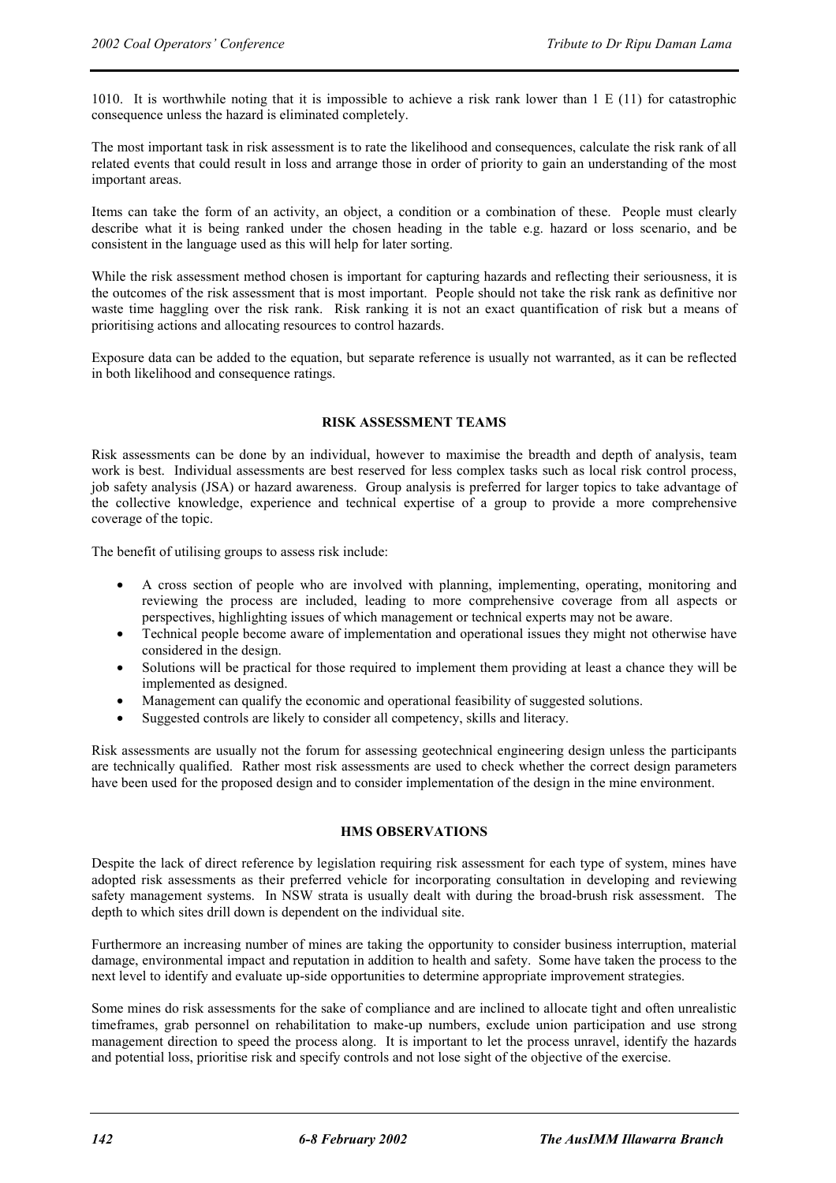1010. It is worthwhile noting that it is impossible to achieve a risk rank lower than 1 E (11) for catastrophic consequence unless the hazard is eliminated completely.

The most important task in risk assessment is to rate the likelihood and consequences, calculate the risk rank of all related events that could result in loss and arrange those in order of priority to gain an understanding of the most important areas.

Items can take the form of an activity, an object, a condition or a combination of these. People must clearly describe what it is being ranked under the chosen heading in the table e.g. hazard or loss scenario, and be consistent in the language used as this will help for later sorting.

While the risk assessment method chosen is important for capturing hazards and reflecting their seriousness, it is the outcomes of the risk assessment that is most important. People should not take the risk rank as definitive nor waste time haggling over the risk rank. Risk ranking it is not an exact quantification of risk but a means of prioritising actions and allocating resources to control hazards.

Exposure data can be added to the equation, but separate reference is usually not warranted, as it can be reflected in both likelihood and consequence ratings.

## RISK ASSESSMENT TEAMS

Risk assessments can be done by an individual, however to maximise the breadth and depth of analysis, team work is best. Individual assessments are best reserved for less complex tasks such as local risk control process, job safety analysis (JSA) or hazard awareness. Group analysis is preferred for larger topics to take advantage of the collective knowledge, experience and technical expertise of a group to provide a more comprehensive coverage of the topic.

The benefit of utilising groups to assess risk include:

- A cross section of people who are involved with planning, implementing, operating, monitoring and reviewing the process are included, leading to more comprehensive coverage from all aspects or perspectives, highlighting issues of which management or technical experts may not be aware.
- Technical people become aware of implementation and operational issues they might not otherwise have considered in the design.
- Solutions will be practical for those required to implement them providing at least a chance they will be implemented as designed.
- Management can qualify the economic and operational feasibility of suggested solutions.
- Suggested controls are likely to consider all competency, skills and literacy.

Risk assessments are usually not the forum for assessing geotechnical engineering design unless the participants are technically qualified. Rather most risk assessments are used to check whether the correct design parameters have been used for the proposed design and to consider implementation of the design in the mine environment.

## HMS OBSERVATIONS

Despite the lack of direct reference by legislation requiring risk assessment for each type of system, mines have adopted risk assessments as their preferred vehicle for incorporating consultation in developing and reviewing safety management systems. In NSW strata is usually dealt with during the broad-brush risk assessment. The depth to which sites drill down is dependent on the individual site.

Furthermore an increasing number of mines are taking the opportunity to consider business interruption, material damage, environmental impact and reputation in addition to health and safety. Some have taken the process to the next level to identify and evaluate up-side opportunities to determine appropriate improvement strategies.

Some mines do risk assessments for the sake of compliance and are inclined to allocate tight and often unrealistic timeframes, grab personnel on rehabilitation to make-up numbers, exclude union participation and use strong management direction to speed the process along. It is important to let the process unravel, identify the hazards and potential loss, prioritise risk and specify controls and not lose sight of the objective of the exercise.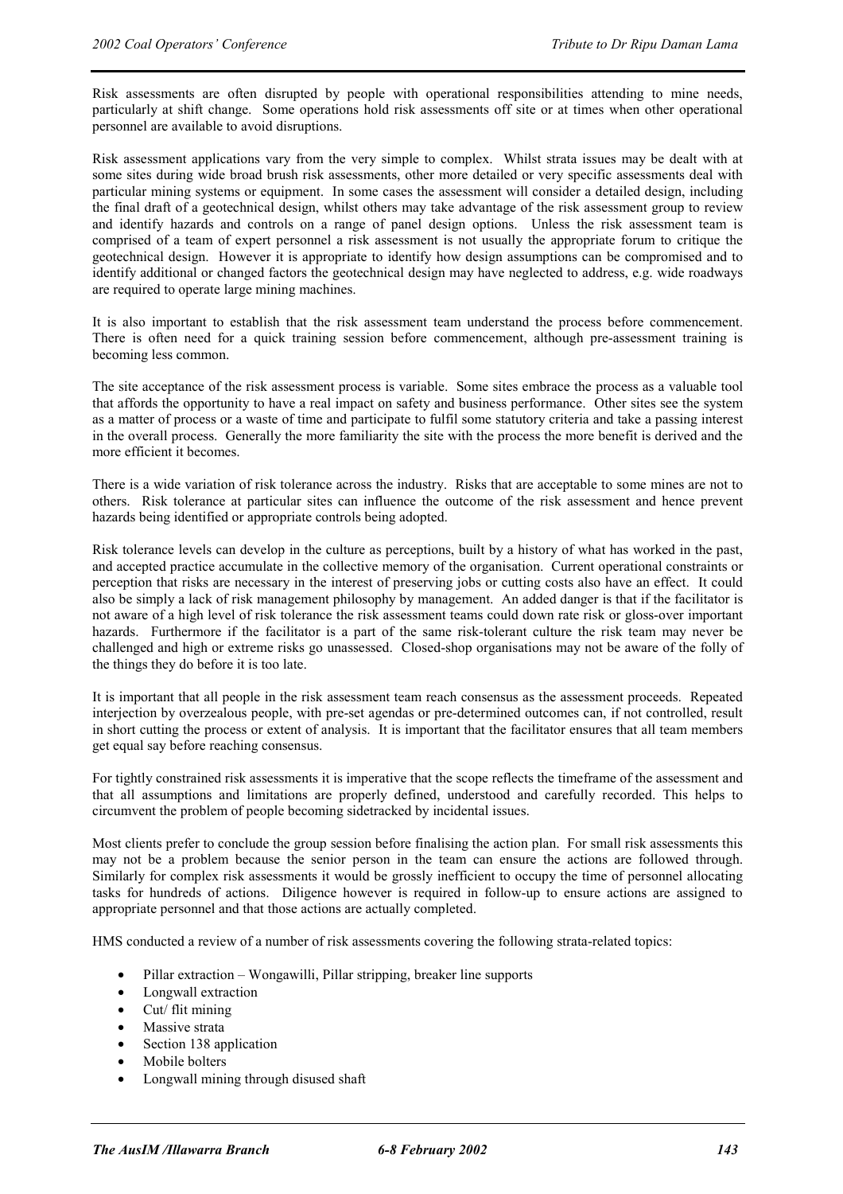Risk assessments are often disrupted by people with operational responsibilities attending to mine needs, particularly at shift change. Some operations hold risk assessments off site or at times when other operational personnel are available to avoid disruptions.

Risk assessment applications vary from the very simple to complex. Whilst strata issues may be dealt with at some sites during wide broad brush risk assessments, other more detailed or very specific assessments deal with particular mining systems or equipment. In some cases the assessment will consider a detailed design, including the final draft of a geotechnical design, whilst others may take advantage of the risk assessment group to review and identify hazards and controls on a range of panel design options. Unless the risk assessment team is comprised of a team of expert personnel a risk assessment is not usually the appropriate forum to critique the geotechnical design. However it is appropriate to identify how design assumptions can be compromised and to identify additional or changed factors the geotechnical design may have neglected to address, e.g. wide roadways are required to operate large mining machines.

It is also important to establish that the risk assessment team understand the process before commencement. There is often need for a quick training session before commencement, although pre-assessment training is becoming less common.

The site acceptance of the risk assessment process is variable. Some sites embrace the process as a valuable tool that affords the opportunity to have a real impact on safety and business performance. Other sites see the system as a matter of process or a waste of time and participate to fulfil some statutory criteria and take a passing interest in the overall process. Generally the more familiarity the site with the process the more benefit is derived and the more efficient it becomes.

There is a wide variation of risk tolerance across the industry. Risks that are acceptable to some mines are not to others. Risk tolerance at particular sites can influence the outcome of the risk assessment and hence prevent hazards being identified or appropriate controls being adopted.

Risk tolerance levels can develop in the culture as perceptions, built by a history of what has worked in the past, and accepted practice accumulate in the collective memory of the organisation. Current operational constraints or perception that risks are necessary in the interest of preserving jobs or cutting costs also have an effect. It could also be simply a lack of risk management philosophy by management. An added danger is that if the facilitator is not aware of a high level of risk tolerance the risk assessment teams could down rate risk or gloss-over important hazards. Furthermore if the facilitator is a part of the same risk-tolerant culture the risk team may never be challenged and high or extreme risks go unassessed. Closed-shop organisations may not be aware of the folly of the things they do before it is too late.

It is important that all people in the risk assessment team reach consensus as the assessment proceeds. Repeated interjection by overzealous people, with pre-set agendas or pre-determined outcomes can, if not controlled, result in short cutting the process or extent of analysis. It is important that the facilitator ensures that all team members get equal say before reaching consensus.

For tightly constrained risk assessments it is imperative that the scope reflects the timeframe of the assessment and that all assumptions and limitations are properly defined, understood and carefully recorded. This helps to circumvent the problem of people becoming sidetracked by incidental issues.

Most clients prefer to conclude the group session before finalising the action plan. For small risk assessments this may not be a problem because the senior person in the team can ensure the actions are followed through. Similarly for complex risk assessments it would be grossly inefficient to occupy the time of personnel allocating tasks for hundreds of actions. Diligence however is required in follow-up to ensure actions are assigned to appropriate personnel and that those actions are actually completed.

HMS conducted a review of a number of risk assessments covering the following strata-related topics:

- Pillar extraction – Wongawilli, Pillar stripping, breaker line supports
- Longwall extraction
- Cut/ flit mining
- Massive strata
- Section 138 application
- Mobile bolters
- Longwall mining through disused shaft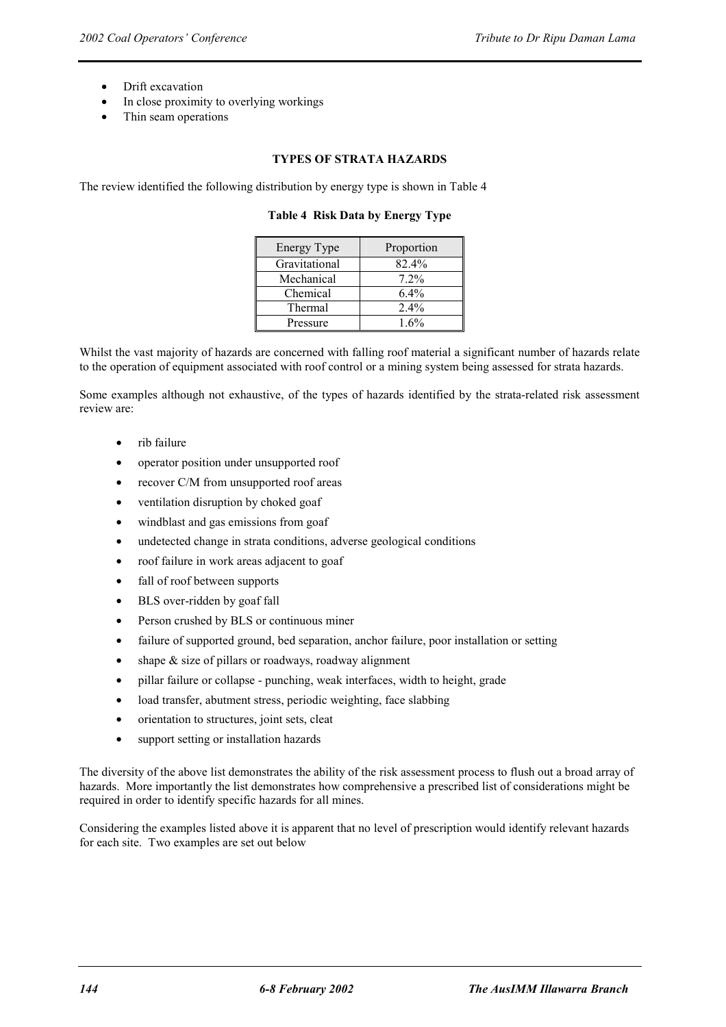- Drift excavation
- In close proximity to overlying workings
- Thin seam operations

## TYPES OF STRATA HAZARDS

The review identified the following distribution by energy type is shown in Table 4

**Table 4 Risk Data by Energy Type**

| Energy Type | Proportion |
|---|---|
| Gravitational | 82.4% |
| Mechanical | 7.2% |
| Chemical | 6.4% |
| Thermal | 2.4% |
| Pressure | 1.6% |

Whilst the vast majority of hazards are concerned with falling roof material a significant number of hazards relate to the operation of equipment associated with roof control or a mining system being assessed for strata hazards.

Some examples although not exhaustive, of the types of hazards identified by the strata-related risk assessment review are:

- rib failure
- operator position under unsupported roof
- recover C/M from unsupported roof areas
- ventilation disruption by choked goaf
- windblast and gas emissions from goaf
- undetected change in strata conditions, adverse geological conditions
- roof failure in work areas adjacent to goaf
- fall of roof between supports
- BLS over-ridden by goaf fall
- Person crushed by BLS or continuous miner
- failure of supported ground, bed separation, anchor failure, poor installation or setting
- shape & size of pillars or roadways, roadway alignment
- pillar failure or collapse - punching, weak interfaces, width to height, grade
- load transfer, abutment stress, periodic weighting, face slabbing
- orientation to structures, joint sets, cleat
- support setting or installation hazards

The diversity of the above list demonstrates the ability of the risk assessment process to flush out a broad array of hazards. More importantly the list demonstrates how comprehensive a prescribed list of considerations might be required in order to identify specific hazards for all mines.

Considering the examples listed above it is apparent that no level of prescription would identify relevant hazards for each site. Two examples are set out below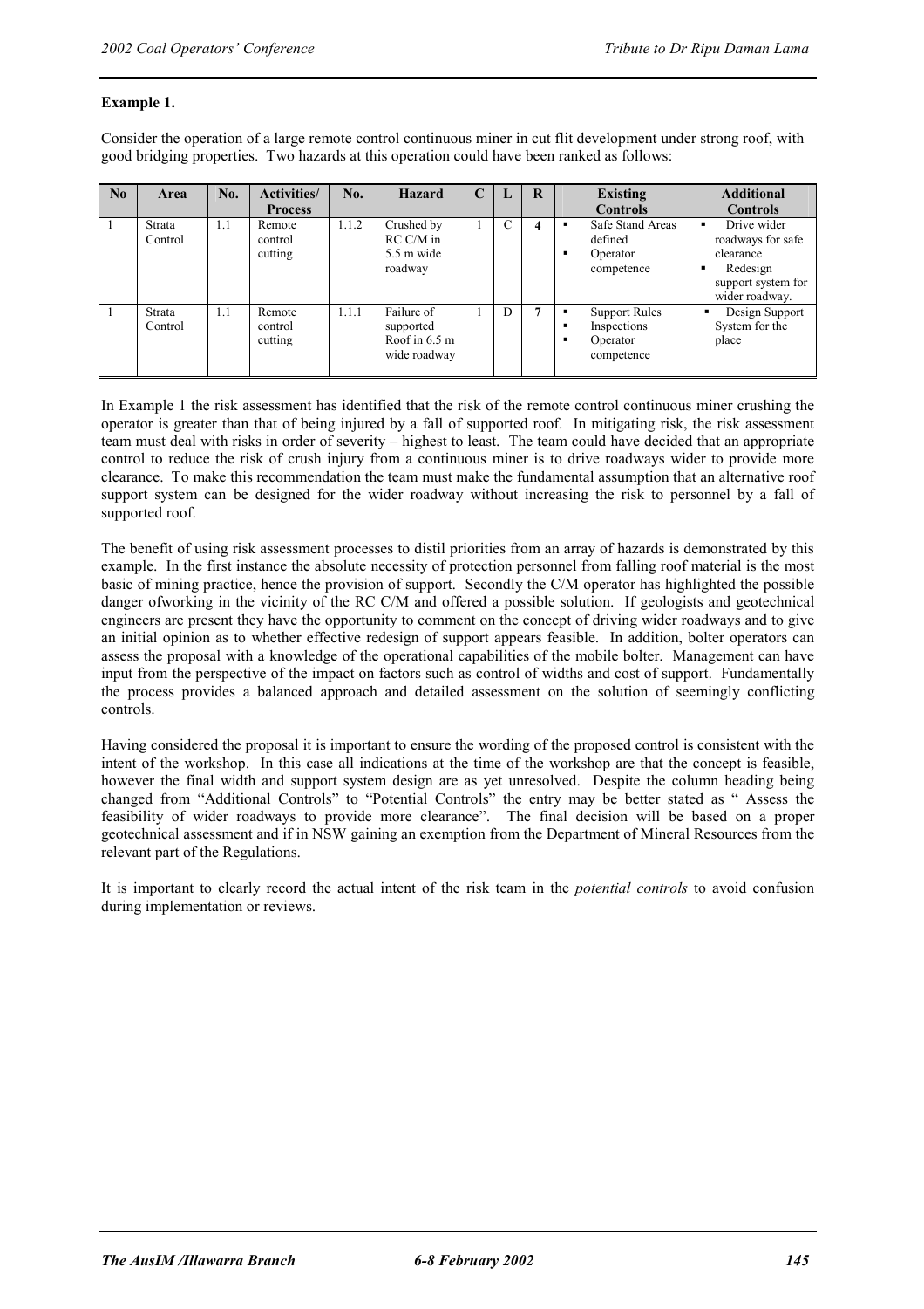**Example 1.**

Consider the operation of a large remote control continuous miner in cut flit development under strong roof, with good bridging properties. Two hazards at this operation could have been ranked as follows:

| No | Area | No. | Activities/ Process | No. | Hazard | C | L | R | Existing Controls | Additional Controls |
|---|---|---|---|---|---|---|---|---|---|---|
| 1 | Strata Control | 1.1 | Remote control cutting | 1.1.2 | Crushed by RC C/M in 5.5 m wide roadway | 1 | C | **4** | ▪ Safe Stand Areas defined<br>▪ Operator competence | ▪ Drive wider roadways for safe clearance<br>▪ Redesign support system for wider roadway. |
| 1 | Strata Control | 1.1 | Remote control cutting | 1.1.1 | Failure of supported Roof in 6.5 m wide roadway | 1 | D | **7** | ▪ Support Rules<br>▪ Inspections<br>▪ Operator competence | ▪ Design Support System for the place |

In Example 1 the risk assessment has identified that the risk of the remote control continuous miner crushing the operator is greater than that of being injured by a fall of supported roof. In mitigating risk, the risk assessment team must deal with risks in order of severity – highest to least. The team could have decided that an appropriate control to reduce the risk of crush injury from a continuous miner is to drive roadways wider to provide more clearance. To make this recommendation the team must make the fundamental assumption that an alternative roof support system can be designed for the wider roadway without increasing the risk to personnel by a fall of supported roof.

The benefit of using risk assessment processes to distil priorities from an array of hazards is demonstrated by this example. In the first instance the absolute necessity of protection personnel from falling roof material is the most basic of mining practice, hence the provision of support. Secondly the C/M operator has highlighted the possible danger ofworking in the vicinity of the RC C/M and offered a possible solution. If geologists and geotechnical engineers are present they have the opportunity to comment on the concept of driving wider roadways and to give an initial opinion as to whether effective redesign of support appears feasible. In addition, bolter operators can assess the proposal with a knowledge of the operational capabilities of the mobile bolter. Management can have input from the perspective of the impact on factors such as control of widths and cost of support. Fundamentally the process provides a balanced approach and detailed assessment on the solution of seemingly conflicting controls.

Having considered the proposal it is important to ensure the wording of the proposed control is consistent with the intent of the workshop. In this case all indications at the time of the workshop are that the concept is feasible, however the final width and support system design are as yet unresolved. Despite the column heading being changed from "Additional Controls" to "Potential Controls" the entry may be better stated as " Assess the feasibility of wider roadways to provide more clearance". The final decision will be based on a proper geotechnical assessment and if in NSW gaining an exemption from the Department of Mineral Resources from the relevant part of the Regulations.

It is important to clearly record the actual intent of the risk team in the *potential controls* to avoid confusion during implementation or reviews.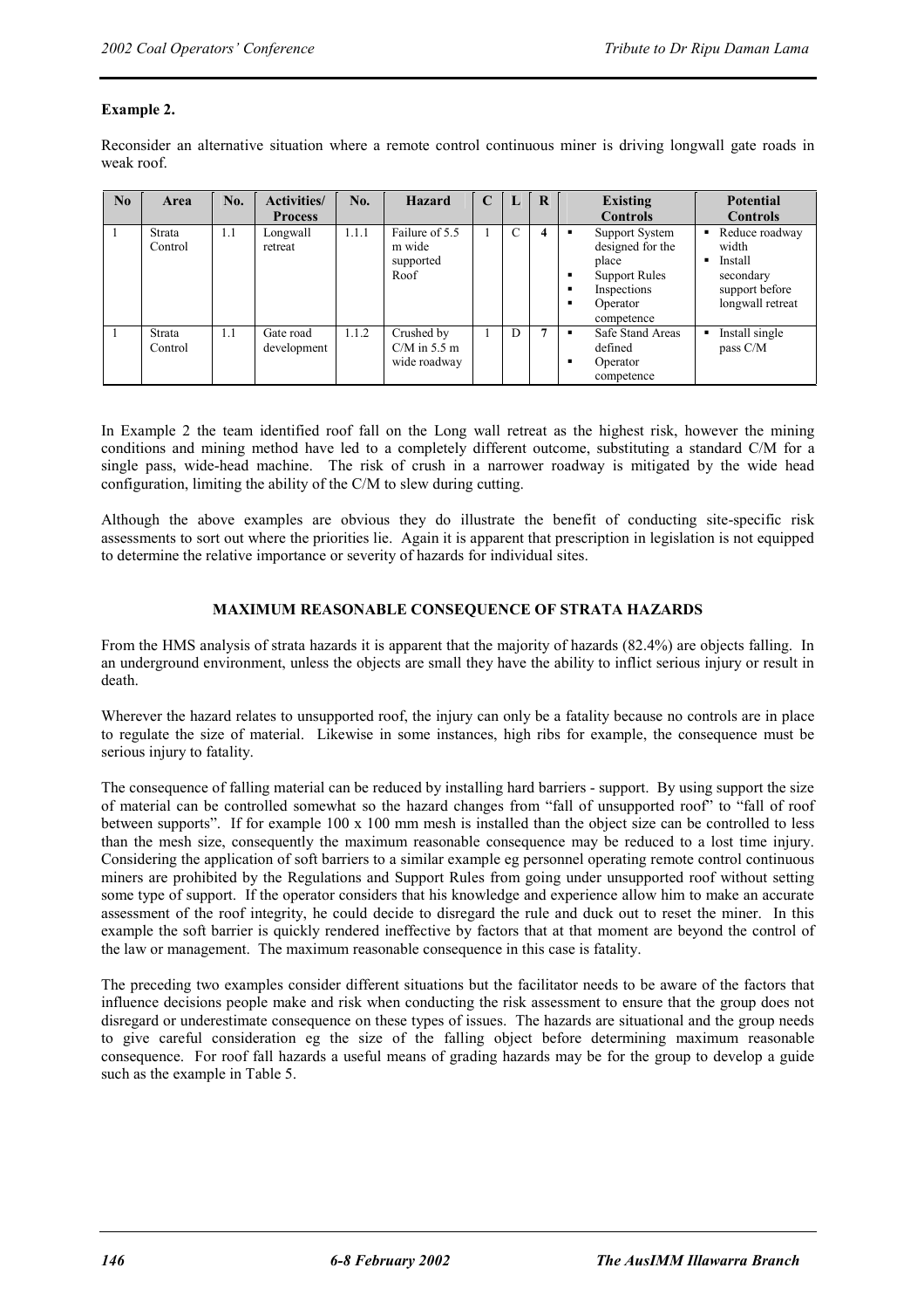**Example 2.**

Reconsider an alternative situation where a remote control continuous miner is driving longwall gate roads in weak roof.

| No | Area | No. | Activities/ Process | No. | Hazard | C | L | R | Existing Controls | Potential Controls |
|---|---|---|---|---|---|---|---|---|---|---|
| 1 | Strata Control | 1.1 | Longwall retreat | 1.1.1 | Failure of 5.5 m wide supported Roof | 1 | C | **4** | ▪ Support System designed for the place<br>▪ Support Rules<br>▪ Inspections<br>▪ Operator competence | ▪ Reduce roadway width<br>▪ Install secondary support before longwall retreat |
| 1 | Strata Control | 1.1 | Gate road development | 1.1.2 | Crushed by C/M in 5.5 m wide roadway | 1 | D | **7** | ▪ Safe Stand Areas defined<br>▪ Operator competence | ▪ Install single pass C/M |

In Example 2 the team identified roof fall on the Long wall retreat as the highest risk, however the mining conditions and mining method have led to a completely different outcome, substituting a standard C/M for a single pass, wide-head machine. The risk of crush in a narrower roadway is mitigated by the wide head configuration, limiting the ability of the C/M to slew during cutting.

Although the above examples are obvious they do illustrate the benefit of conducting site-specific risk assessments to sort out where the priorities lie. Again it is apparent that prescription in legislation is not equipped to determine the relative importance or severity of hazards for individual sites.

## MAXIMUM REASONABLE CONSEQUENCE OF STRATA HAZARDS

From the HMS analysis of strata hazards it is apparent that the majority of hazards (82.4%) are objects falling. In an underground environment, unless the objects are small they have the ability to inflict serious injury or result in death.

Wherever the hazard relates to unsupported roof, the injury can only be a fatality because no controls are in place to regulate the size of material. Likewise in some instances, high ribs for example, the consequence must be serious injury to fatality.

The consequence of falling material can be reduced by installing hard barriers - support. By using support the size of material can be controlled somewhat so the hazard changes from "fall of unsupported roof" to "fall of roof between supports". If for example 100 x 100 mm mesh is installed than the object size can be controlled to less than the mesh size, consequently the maximum reasonable consequence may be reduced to a lost time injury. Considering the application of soft barriers to a similar example eg personnel operating remote control continuous miners are prohibited by the Regulations and Support Rules from going under unsupported roof without setting some type of support. If the operator considers that his knowledge and experience allow him to make an accurate assessment of the roof integrity, he could decide to disregard the rule and duck out to reset the miner. In this example the soft barrier is quickly rendered ineffective by factors that at that moment are beyond the control of the law or management. The maximum reasonable consequence in this case is fatality.

The preceding two examples consider different situations but the facilitator needs to be aware of the factors that influence decisions people make and risk when conducting the risk assessment to ensure that the group does not disregard or underestimate consequence on these types of issues. The hazards are situational and the group needs to give careful consideration eg the size of the falling object before determining maximum reasonable consequence. For roof fall hazards a useful means of grading hazards may be for the group to develop a guide such as the example in Table 5.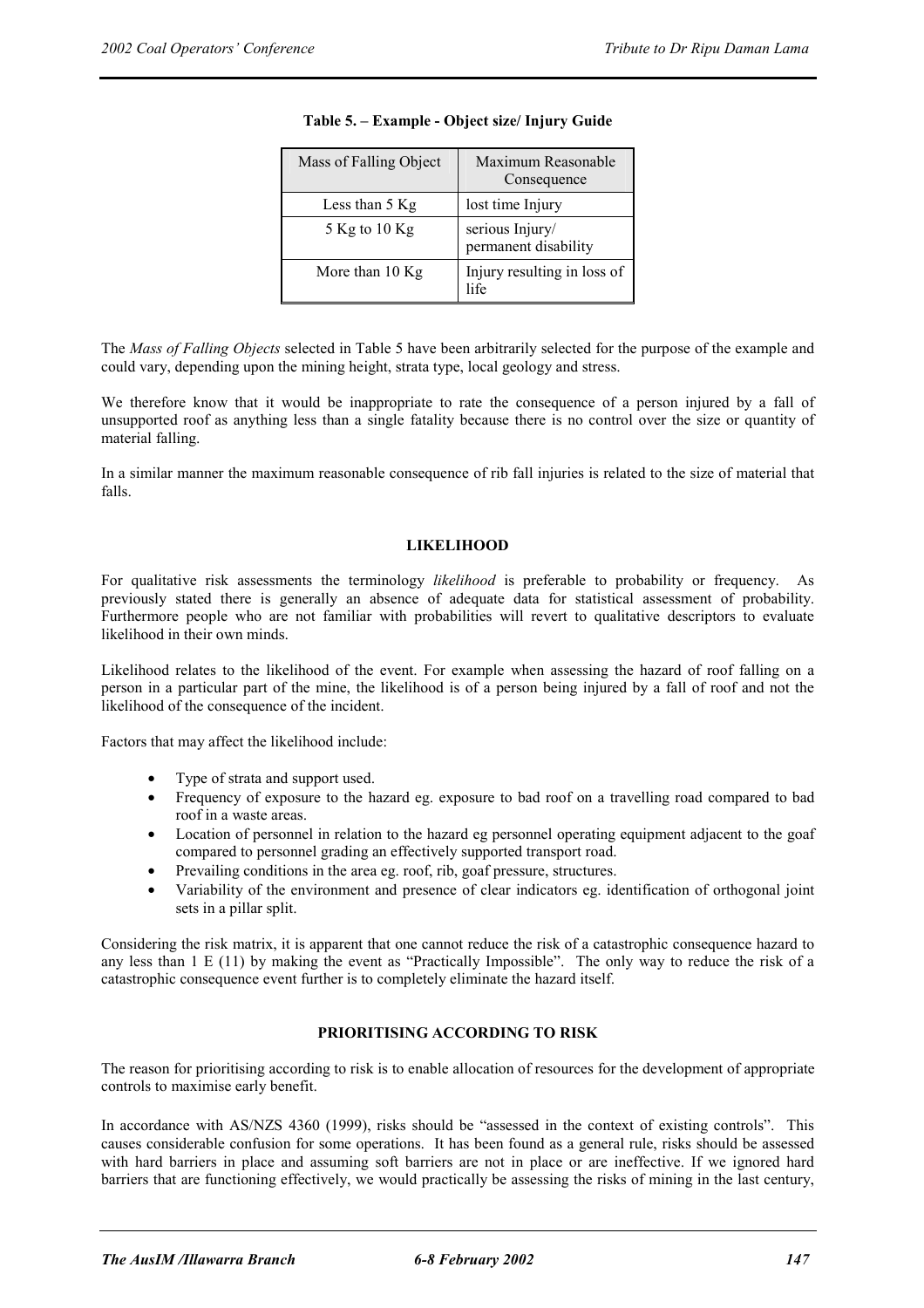**Table 5. – Example - Object size/ Injury Guide**

| Mass of Falling Object | Maximum Reasonable Consequence |
|---|---|
| Less than 5 Kg | lost time Injury |
| 5 Kg to 10 Kg | serious Injury/ permanent disability |
| More than 10 Kg | Injury resulting in loss of life |

The *Mass of Falling Objects* selected in Table 5 have been arbitrarily selected for the purpose of the example and could vary, depending upon the mining height, strata type, local geology and stress.

We therefore know that it would be inappropriate to rate the consequence of a person injured by a fall of unsupported roof as anything less than a single fatality because there is no control over the size or quantity of material falling.

In a similar manner the maximum reasonable consequence of rib fall injuries is related to the size of material that falls.

## LIKELIHOOD

For qualitative risk assessments the terminology *likelihood* is preferable to probability or frequency. As previously stated there is generally an absence of adequate data for statistical assessment of probability. Furthermore people who are not familiar with probabilities will revert to qualitative descriptors to evaluate likelihood in their own minds.

Likelihood relates to the likelihood of the event. For example when assessing the hazard of roof falling on a person in a particular part of the mine, the likelihood is of a person being injured by a fall of roof and not the likelihood of the consequence of the incident.

Factors that may affect the likelihood include:

- Type of strata and support used.
- Frequency of exposure to the hazard eg. exposure to bad roof on a travelling road compared to bad roof in a waste areas.
- Location of personnel in relation to the hazard eg personnel operating equipment adjacent to the goaf compared to personnel grading an effectively supported transport road.
- Prevailing conditions in the area eg. roof, rib, goaf pressure, structures.
- Variability of the environment and presence of clear indicators eg. identification of orthogonal joint sets in a pillar split.

Considering the risk matrix, it is apparent that one cannot reduce the risk of a catastrophic consequence hazard to any less than 1 E (11) by making the event as "Practically Impossible". The only way to reduce the risk of a catastrophic consequence event further is to completely eliminate the hazard itself.

## PRIORITISING ACCORDING TO RISK

The reason for prioritising according to risk is to enable allocation of resources for the development of appropriate controls to maximise early benefit.

In accordance with AS/NZS 4360 (1999), risks should be "assessed in the context of existing controls". This causes considerable confusion for some operations. It has been found as a general rule, risks should be assessed with hard barriers in place and assuming soft barriers are not in place or are ineffective. If we ignored hard barriers that are functioning effectively, we would practically be assessing the risks of mining in the last century,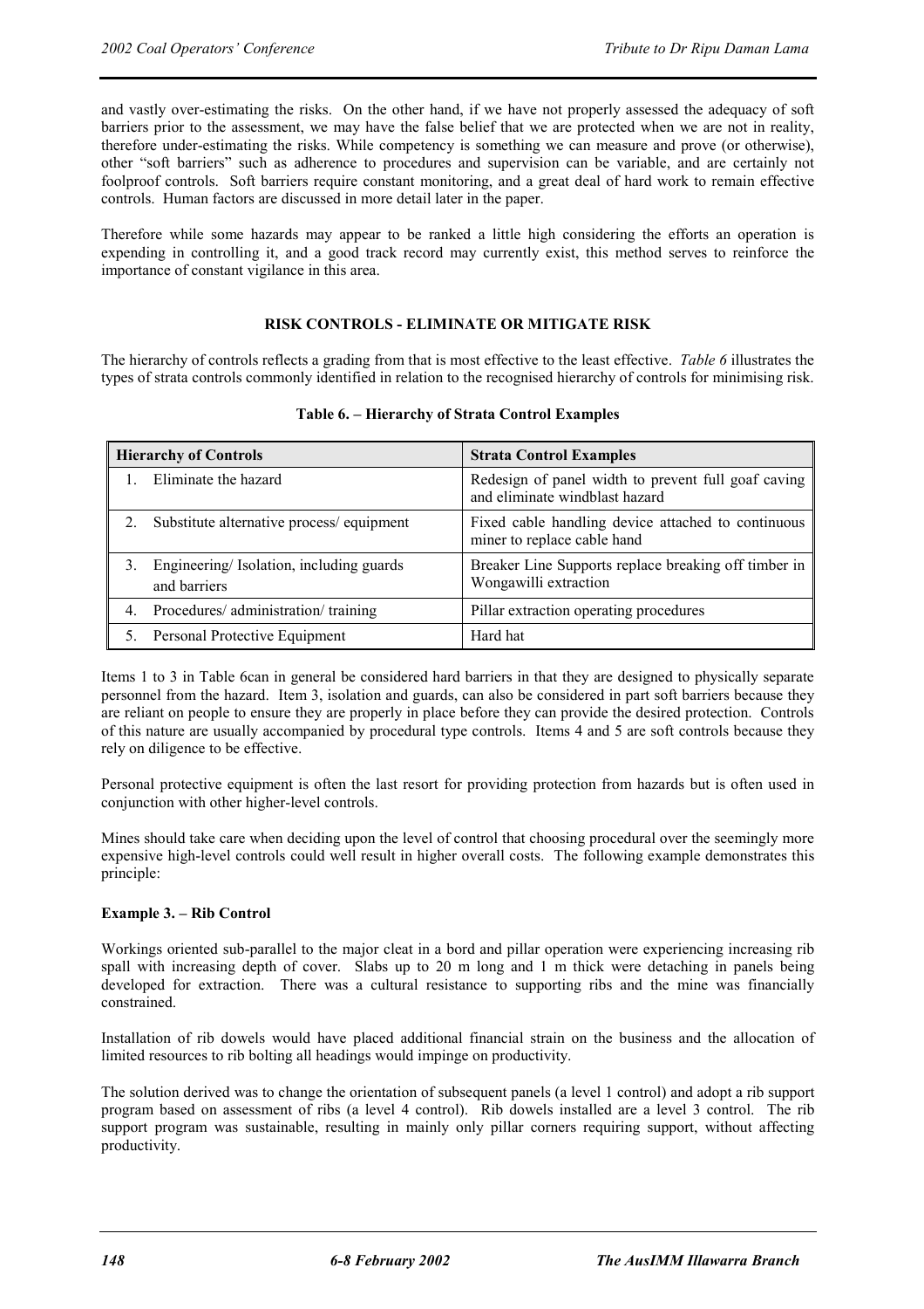and vastly over-estimating the risks. On the other hand, if we have not properly assessed the adequacy of soft barriers prior to the assessment, we may have the false belief that we are protected when we are not in reality, therefore under-estimating the risks. While competency is something we can measure and prove (or otherwise), other "soft barriers" such as adherence to procedures and supervision can be variable, and are certainly not foolproof controls. Soft barriers require constant monitoring, and a great deal of hard work to remain effective controls. Human factors are discussed in more detail later in the paper.

Therefore while some hazards may appear to be ranked a little high considering the efforts an operation is expending in controlling it, and a good track record may currently exist, this method serves to reinforce the importance of constant vigilance in this area.

## RISK CONTROLS - ELIMINATE OR MITIGATE RISK

The hierarchy of controls reflects a grading from that is most effective to the least effective. *Table 6* illustrates the types of strata controls commonly identified in relation to the recognised hierarchy of controls for minimising risk.

**Table 6. – Hierarchy of Strata Control Examples**

| Hierarchy of Controls | Strata Control Examples |
|---|---|
| 1. Eliminate the hazard | Redesign of panel width to prevent full goaf caving and eliminate windblast hazard |
| 2. Substitute alternative process/ equipment | Fixed cable handling device attached to continuous miner to replace cable hand |
| 3. Engineering/ Isolation, including guards and barriers | Breaker Line Supports replace breaking off timber in Wongawilli extraction |
| 4. Procedures/ administration/ training | Pillar extraction operating procedures |
| 5. Personal Protective Equipment | Hard hat |

Items 1 to 3 in Table 6can in general be considered hard barriers in that they are designed to physically separate personnel from the hazard. Item 3, isolation and guards, can also be considered in part soft barriers because they are reliant on people to ensure they are properly in place before they can provide the desired protection. Controls of this nature are usually accompanied by procedural type controls. Items 4 and 5 are soft controls because they rely on diligence to be effective.

Personal protective equipment is often the last resort for providing protection from hazards but is often used in conjunction with other higher-level controls.

Mines should take care when deciding upon the level of control that choosing procedural over the seemingly more expensive high-level controls could well result in higher overall costs. The following example demonstrates this principle:

### Example 3. – Rib Control

Workings oriented sub-parallel to the major cleat in a bord and pillar operation were experiencing increasing rib spall with increasing depth of cover. Slabs up to 20 m long and 1 m thick were detaching in panels being developed for extraction. There was a cultural resistance to supporting ribs and the mine was financially constrained.

Installation of rib dowels would have placed additional financial strain on the business and the allocation of limited resources to rib bolting all headings would impinge on productivity.

The solution derived was to change the orientation of subsequent panels (a level 1 control) and adopt a rib support program based on assessment of ribs (a level 4 control). Rib dowels installed are a level 3 control. The rib support program was sustainable, resulting in mainly only pillar corners requiring support, without affecting productivity.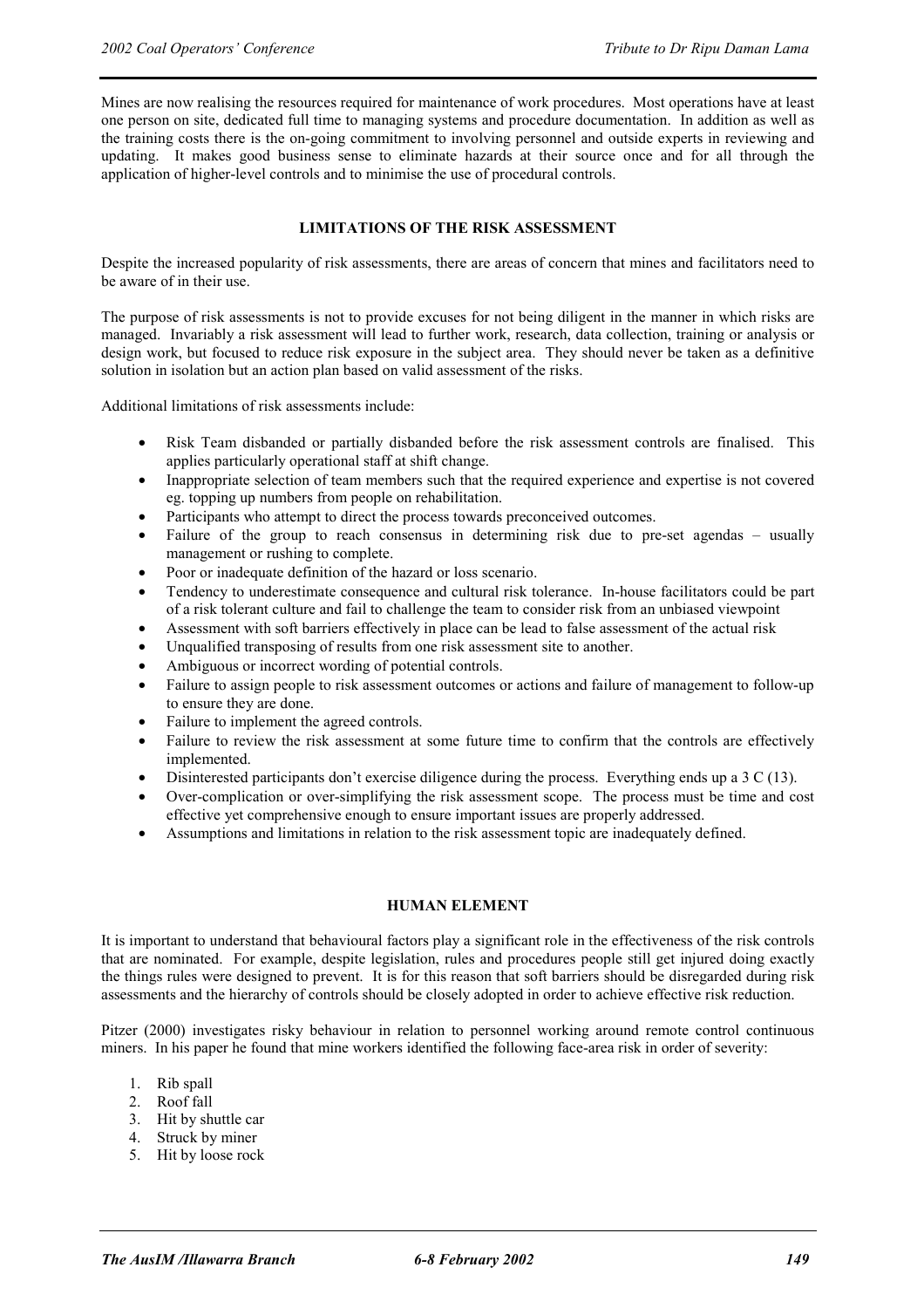Mines are now realising the resources required for maintenance of work procedures. Most operations have at least one person on site, dedicated full time to managing systems and procedure documentation. In addition as well as the training costs there is the on-going commitment to involving personnel and outside experts in reviewing and updating. It makes good business sense to eliminate hazards at their source once and for all through the application of higher-level controls and to minimise the use of procedural controls.

## LIMITATIONS OF THE RISK ASSESSMENT

Despite the increased popularity of risk assessments, there are areas of concern that mines and facilitators need to be aware of in their use.

The purpose of risk assessments is not to provide excuses for not being diligent in the manner in which risks are managed. Invariably a risk assessment will lead to further work, research, data collection, training or analysis or design work, but focused to reduce risk exposure in the subject area. They should never be taken as a definitive solution in isolation but an action plan based on valid assessment of the risks.

Additional limitations of risk assessments include:

- Risk Team disbanded or partially disbanded before the risk assessment controls are finalised. This applies particularly operational staff at shift change.
- Inappropriate selection of team members such that the required experience and expertise is not covered eg. topping up numbers from people on rehabilitation.
- Participants who attempt to direct the process towards preconceived outcomes.
- Failure of the group to reach consensus in determining risk due to pre-set agendas – usually management or rushing to complete.
- Poor or inadequate definition of the hazard or loss scenario.
- Tendency to underestimate consequence and cultural risk tolerance. In-house facilitators could be part of a risk tolerant culture and fail to challenge the team to consider risk from an unbiased viewpoint
- Assessment with soft barriers effectively in place can be lead to false assessment of the actual risk
- Unqualified transposing of results from one risk assessment site to another.
- Ambiguous or incorrect wording of potential controls.
- Failure to assign people to risk assessment outcomes or actions and failure of management to follow-up to ensure they are done.
- Failure to implement the agreed controls.
- Failure to review the risk assessment at some future time to confirm that the controls are effectively implemented.
- Disinterested participants don't exercise diligence during the process. Everything ends up a 3 C (13).
- Over-complication or over-simplifying the risk assessment scope. The process must be time and cost effective yet comprehensive enough to ensure important issues are properly addressed.
- Assumptions and limitations in relation to the risk assessment topic are inadequately defined.

## HUMAN ELEMENT

It is important to understand that behavioural factors play a significant role in the effectiveness of the risk controls that are nominated. For example, despite legislation, rules and procedures people still get injured doing exactly the things rules were designed to prevent. It is for this reason that soft barriers should be disregarded during risk assessments and the hierarchy of controls should be closely adopted in order to achieve effective risk reduction.

Pitzer (2000) investigates risky behaviour in relation to personnel working around remote control continuous miners. In his paper he found that mine workers identified the following face-area risk in order of severity:

1. Rib spall
2. Roof fall
3. Hit by shuttle car
4. Struck by miner
5. Hit by loose rock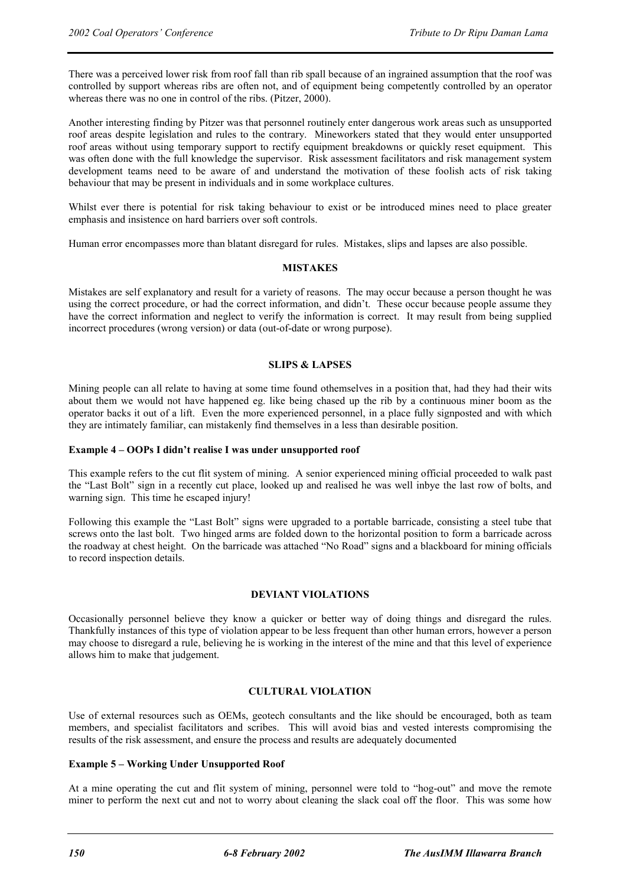There was a perceived lower risk from roof fall than rib spall because of an ingrained assumption that the roof was controlled by support whereas ribs are often not, and of equipment being competently controlled by an operator whereas there was no one in control of the ribs. (Pitzer, 2000).

Another interesting finding by Pitzer was that personnel routinely enter dangerous work areas such as unsupported roof areas despite legislation and rules to the contrary. Mineworkers stated that they would enter unsupported roof areas without using temporary support to rectify equipment breakdowns or quickly reset equipment. This was often done with the full knowledge the supervisor. Risk assessment facilitators and risk management system development teams need to be aware of and understand the motivation of these foolish acts of risk taking behaviour that may be present in individuals and in some workplace cultures.

Whilst ever there is potential for risk taking behaviour to exist or be introduced mines need to place greater emphasis and insistence on hard barriers over soft controls.

Human error encompasses more than blatant disregard for rules. Mistakes, slips and lapses are also possible.

## MISTAKES

Mistakes are self explanatory and result for a variety of reasons. The may occur because a person thought he was using the correct procedure, or had the correct information, and didn't. These occur because people assume they have the correct information and neglect to verify the information is correct. It may result from being supplied incorrect procedures (wrong version) or data (out-of-date or wrong purpose).

## SLIPS & LAPSES

Mining people can all relate to having at some time found othemselves in a position that, had they had their wits about them we would not have happened eg. like being chased up the rib by a continuous miner boom as the operator backs it out of a lift. Even the more experienced personnel, in a place fully signposted and with which they are intimately familiar, can mistakenly find themselves in a less than desirable position.

### Example 4 – OOPs I didn't realise I was under unsupported roof

This example refers to the cut flit system of mining. A senior experienced mining official proceeded to walk past the "Last Bolt" sign in a recently cut place, looked up and realised he was well inbye the last row of bolts, and warning sign. This time he escaped injury!

Following this example the "Last Bolt" signs were upgraded to a portable barricade, consisting a steel tube that screws onto the last bolt. Two hinged arms are folded down to the horizontal position to form a barricade across the roadway at chest height. On the barricade was attached "No Road" signs and a blackboard for mining officials to record inspection details.

## DEVIANT VIOLATIONS

Occasionally personnel believe they know a quicker or better way of doing things and disregard the rules. Thankfully instances of this type of violation appear to be less frequent than other human errors, however a person may choose to disregard a rule, believing he is working in the interest of the mine and that this level of experience allows him to make that judgement.

## CULTURAL VIOLATION

Use of external resources such as OEMs, geotech consultants and the like should be encouraged, both as team members, and specialist facilitators and scribes. This will avoid bias and vested interests compromising the results of the risk assessment, and ensure the process and results are adequately documented

### Example 5 – Working Under Unsupported Roof

At a mine operating the cut and flit system of mining, personnel were told to "hog-out" and move the remote miner to perform the next cut and not to worry about cleaning the slack coal off the floor. This was some how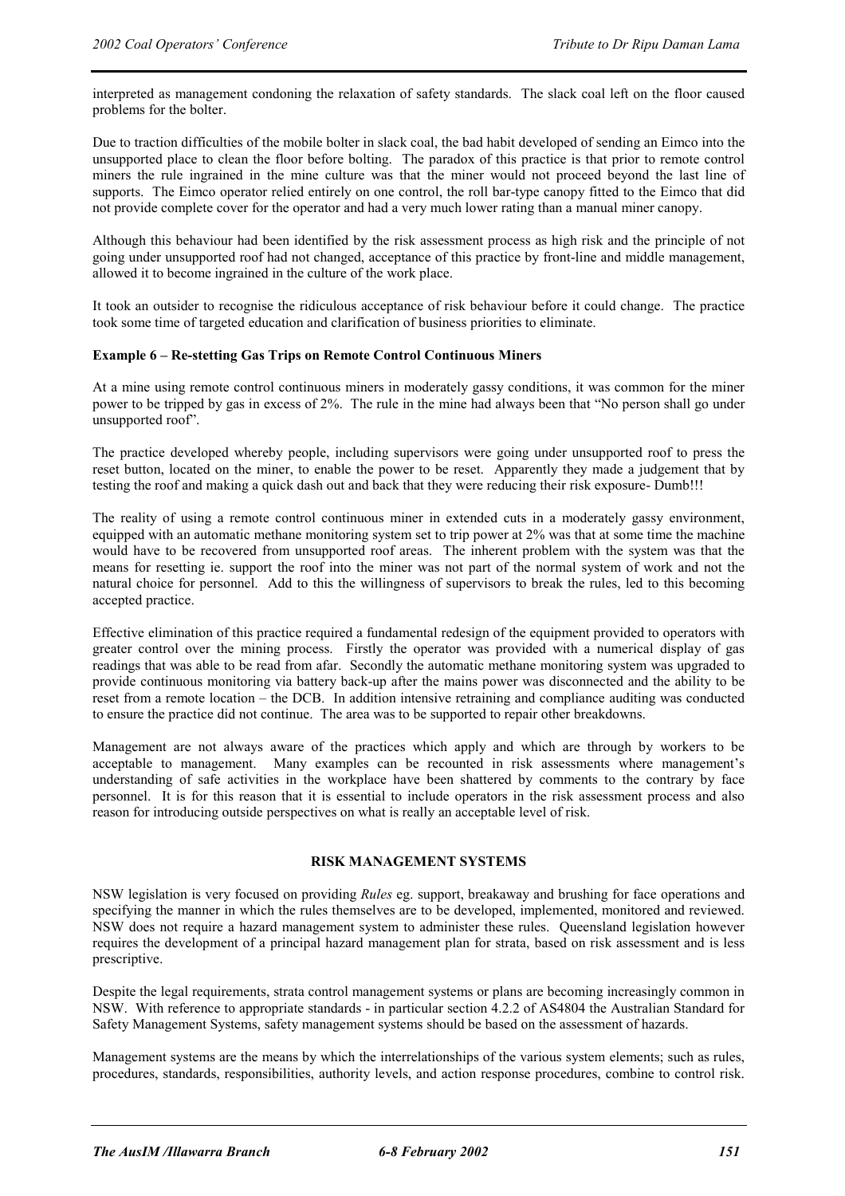interpreted as management condoning the relaxation of safety standards. The slack coal left on the floor caused problems for the bolter.

Due to traction difficulties of the mobile bolter in slack coal, the bad habit developed of sending an Eimco into the unsupported place to clean the floor before bolting. The paradox of this practice is that prior to remote control miners the rule ingrained in the mine culture was that the miner would not proceed beyond the last line of supports. The Eimco operator relied entirely on one control, the roll bar-type canopy fitted to the Eimco that did not provide complete cover for the operator and had a very much lower rating than a manual miner canopy.

Although this behaviour had been identified by the risk assessment process as high risk and the principle of not going under unsupported roof had not changed, acceptance of this practice by front-line and middle management, allowed it to become ingrained in the culture of the work place.

It took an outsider to recognise the ridiculous acceptance of risk behaviour before it could change. The practice took some time of targeted education and clarification of business priorities to eliminate.

**Example 6 – Re-stetting Gas Trips on Remote Control Continuous Miners**

At a mine using remote control continuous miners in moderately gassy conditions, it was common for the miner power to be tripped by gas in excess of 2%. The rule in the mine had always been that "No person shall go under unsupported roof".

The practice developed whereby people, including supervisors were going under unsupported roof to press the reset button, located on the miner, to enable the power to be reset. Apparently they made a judgement that by testing the roof and making a quick dash out and back that they were reducing their risk exposure- Dumb!!!

The reality of using a remote control continuous miner in extended cuts in a moderately gassy environment, equipped with an automatic methane monitoring system set to trip power at 2% was that at some time the machine would have to be recovered from unsupported roof areas. The inherent problem with the system was that the means for resetting ie. support the roof into the miner was not part of the normal system of work and not the natural choice for personnel. Add to this the willingness of supervisors to break the rules, led to this becoming accepted practice.

Effective elimination of this practice required a fundamental redesign of the equipment provided to operators with greater control over the mining process. Firstly the operator was provided with a numerical display of gas readings that was able to be read from afar. Secondly the automatic methane monitoring system was upgraded to provide continuous monitoring via battery back-up after the mains power was disconnected and the ability to be reset from a remote location – the DCB. In addition intensive retraining and compliance auditing was conducted to ensure the practice did not continue. The area was to be supported to repair other breakdowns.

Management are not always aware of the practices which apply and which are through by workers to be acceptable to management. Many examples can be recounted in risk assessments where management's understanding of safe activities in the workplace have been shattered by comments to the contrary by face personnel. It is for this reason that it is essential to include operators in the risk assessment process and also reason for introducing outside perspectives on what is really an acceptable level of risk.

## RISK MANAGEMENT SYSTEMS

NSW legislation is very focused on providing *Rules* eg. support, breakaway and brushing for face operations and specifying the manner in which the rules themselves are to be developed, implemented, monitored and reviewed. NSW does not require a hazard management system to administer these rules. Queensland legislation however requires the development of a principal hazard management plan for strata, based on risk assessment and is less prescriptive.

Despite the legal requirements, strata control management systems or plans are becoming increasingly common in NSW. With reference to appropriate standards - in particular section 4.2.2 of AS4804 the Australian Standard for Safety Management Systems, safety management systems should be based on the assessment of hazards.

Management systems are the means by which the interrelationships of the various system elements; such as rules, procedures, standards, responsibilities, authority levels, and action response procedures, combine to control risk.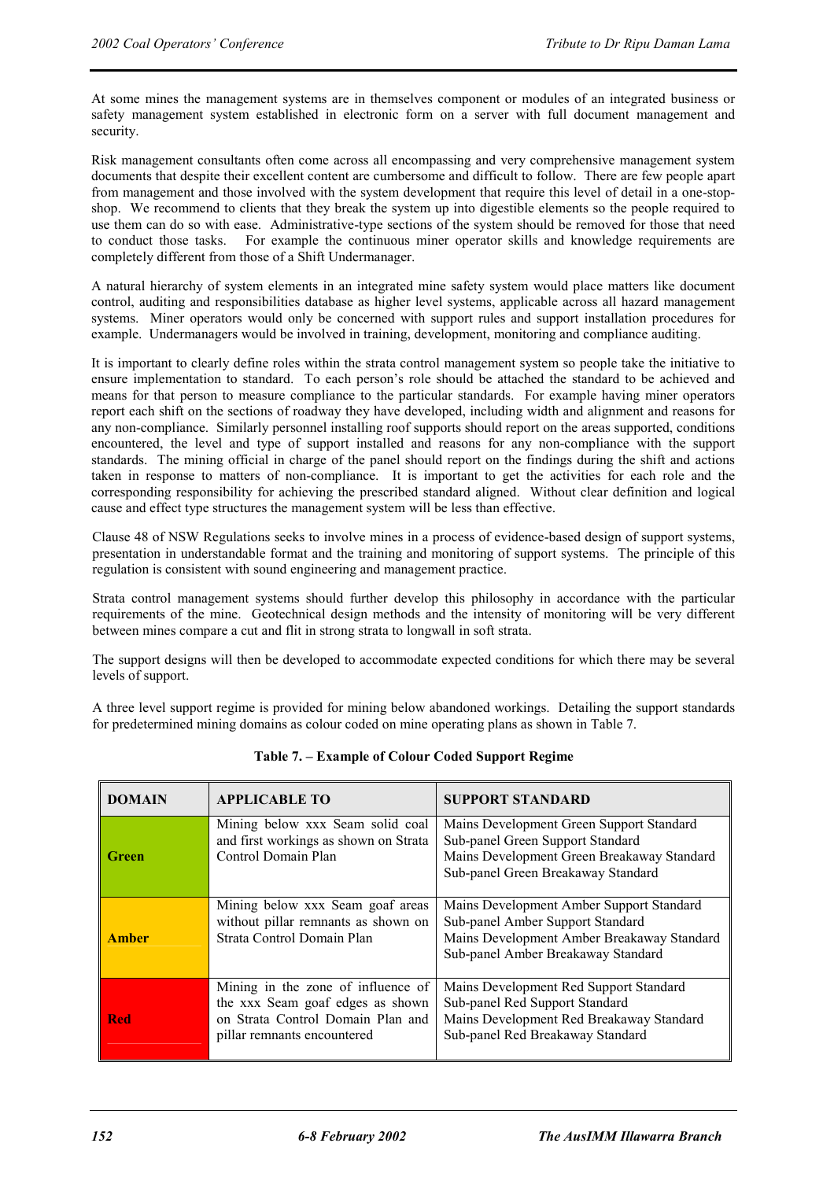At some mines the management systems are in themselves component or modules of an integrated business or safety management system established in electronic form on a server with full document management and security.

Risk management consultants often come across all encompassing and very comprehensive management system documents that despite their excellent content are cumbersome and difficult to follow. There are few people apart from management and those involved with the system development that require this level of detail in a one-stop-shop. We recommend to clients that they break the system up into digestible elements so the people required to use them can do so with ease. Administrative-type sections of the system should be removed for those that need to conduct those tasks. For example the continuous miner operator skills and knowledge requirements are completely different from those of a Shift Undermanager.

A natural hierarchy of system elements in an integrated mine safety system would place matters like document control, auditing and responsibilities database as higher level systems, applicable across all hazard management systems. Miner operators would only be concerned with support rules and support installation procedures for example. Undermanagers would be involved in training, development, monitoring and compliance auditing.

It is important to clearly define roles within the strata control management system so people take the initiative to ensure implementation to standard. To each person's role should be attached the standard to be achieved and means for that person to measure compliance to the particular standards. For example having miner operators report each shift on the sections of roadway they have developed, including width and alignment and reasons for any non-compliance. Similarly personnel installing roof supports should report on the areas supported, conditions encountered, the level and type of support installed and reasons for any non-compliance with the support standards. The mining official in charge of the panel should report on the findings during the shift and actions taken in response to matters of non-compliance. It is important to get the activities for each role and the corresponding responsibility for achieving the prescribed standard aligned. Without clear definition and logical cause and effect type structures the management system will be less than effective.

Clause 48 of NSW Regulations seeks to involve mines in a process of evidence-based design of support systems, presentation in understandable format and the training and monitoring of support systems. The principle of this regulation is consistent with sound engineering and management practice.

Strata control management systems should further develop this philosophy in accordance with the particular requirements of the mine. Geotechnical design methods and the intensity of monitoring will be very different between mines compare a cut and flit in strong strata to longwall in soft strata.

The support designs will then be developed to accommodate expected conditions for which there may be several levels of support.

A three level support regime is provided for mining below abandoned workings. Detailing the support standards for predetermined mining domains as colour coded on mine operating plans as shown in Table 7.

**Table 7. – Example of Colour Coded Support Regime**

| DOMAIN | APPLICABLE TO | SUPPORT STANDARD |
|---|---|---|
| Green | Mining below xxx Seam solid coal and first workings as shown on Strata Control Domain Plan | Mains Development Green Support Standard<br>Sub-panel Green Support Standard<br>Mains Development Green Breakaway Standard<br>Sub-panel Green Breakaway Standard |
| Amber | Mining below xxx Seam goaf areas without pillar remnants as shown on Strata Control Domain Plan | Mains Development Amber Support Standard<br>Sub-panel Amber Support Standard<br>Mains Development Amber Breakaway Standard<br>Sub-panel Amber Breakaway Standard |
| Red | Mining in the zone of influence of the xxx Seam goaf edges as shown on Strata Control Domain Plan and pillar remnants encountered | Mains Development Red Support Standard<br>Sub-panel Red Support Standard<br>Mains Development Red Breakaway Standard<br>Sub-panel Red Breakaway Standard |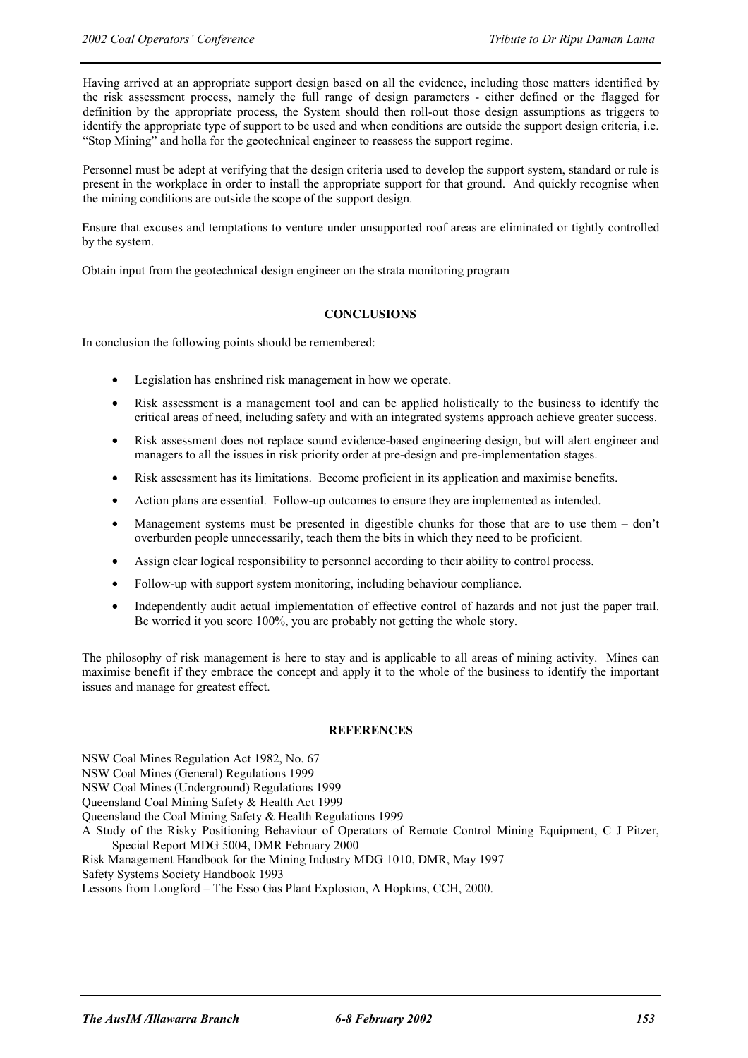Having arrived at an appropriate support design based on all the evidence, including those matters identified by the risk assessment process, namely the full range of design parameters - either defined or the flagged for definition by the appropriate process, the System should then roll-out those design assumptions as triggers to identify the appropriate type of support to be used and when conditions are outside the support design criteria, i.e. "Stop Mining" and holla for the geotechnical engineer to reassess the support regime.

Personnel must be adept at verifying that the design criteria used to develop the support system, standard or rule is present in the workplace in order to install the appropriate support for that ground. And quickly recognise when the mining conditions are outside the scope of the support design.

Ensure that excuses and temptations to venture under unsupported roof areas are eliminated or tightly controlled by the system.

Obtain input from the geotechnical design engineer on the strata monitoring program

## CONCLUSIONS

In conclusion the following points should be remembered:

- Legislation has enshrined risk management in how we operate.
- Risk assessment is a management tool and can be applied holistically to the business to identify the critical areas of need, including safety and with an integrated systems approach achieve greater success.
- Risk assessment does not replace sound evidence-based engineering design, but will alert engineer and managers to all the issues in risk priority order at pre-design and pre-implementation stages.
- Risk assessment has its limitations. Become proficient in its application and maximise benefits.
- Action plans are essential. Follow-up outcomes to ensure they are implemented as intended.
- Management systems must be presented in digestible chunks for those that are to use them – don't overburden people unnecessarily, teach them the bits in which they need to be proficient.
- Assign clear logical responsibility to personnel according to their ability to control process.
- Follow-up with support system monitoring, including behaviour compliance.
- Independently audit actual implementation of effective control of hazards and not just the paper trail. Be worried it you score 100%, you are probably not getting the whole story.

The philosophy of risk management is here to stay and is applicable to all areas of mining activity. Mines can maximise benefit if they embrace the concept and apply it to the whole of the business to identify the important issues and manage for greatest effect.

## REFERENCES

NSW Coal Mines Regulation Act 1982, No. 67

NSW Coal Mines (General) Regulations 1999

NSW Coal Mines (Underground) Regulations 1999

Queensland Coal Mining Safety & Health Act 1999

Queensland the Coal Mining Safety & Health Regulations 1999

A Study of the Risky Positioning Behaviour of Operators of Remote Control Mining Equipment, C J Pitzer, Special Report MDG 5004, DMR February 2000

Risk Management Handbook for the Mining Industry MDG 1010, DMR, May 1997

Safety Systems Society Handbook 1993

Lessons from Longford – The Esso Gas Plant Explosion, A Hopkins, CCH, 2000.